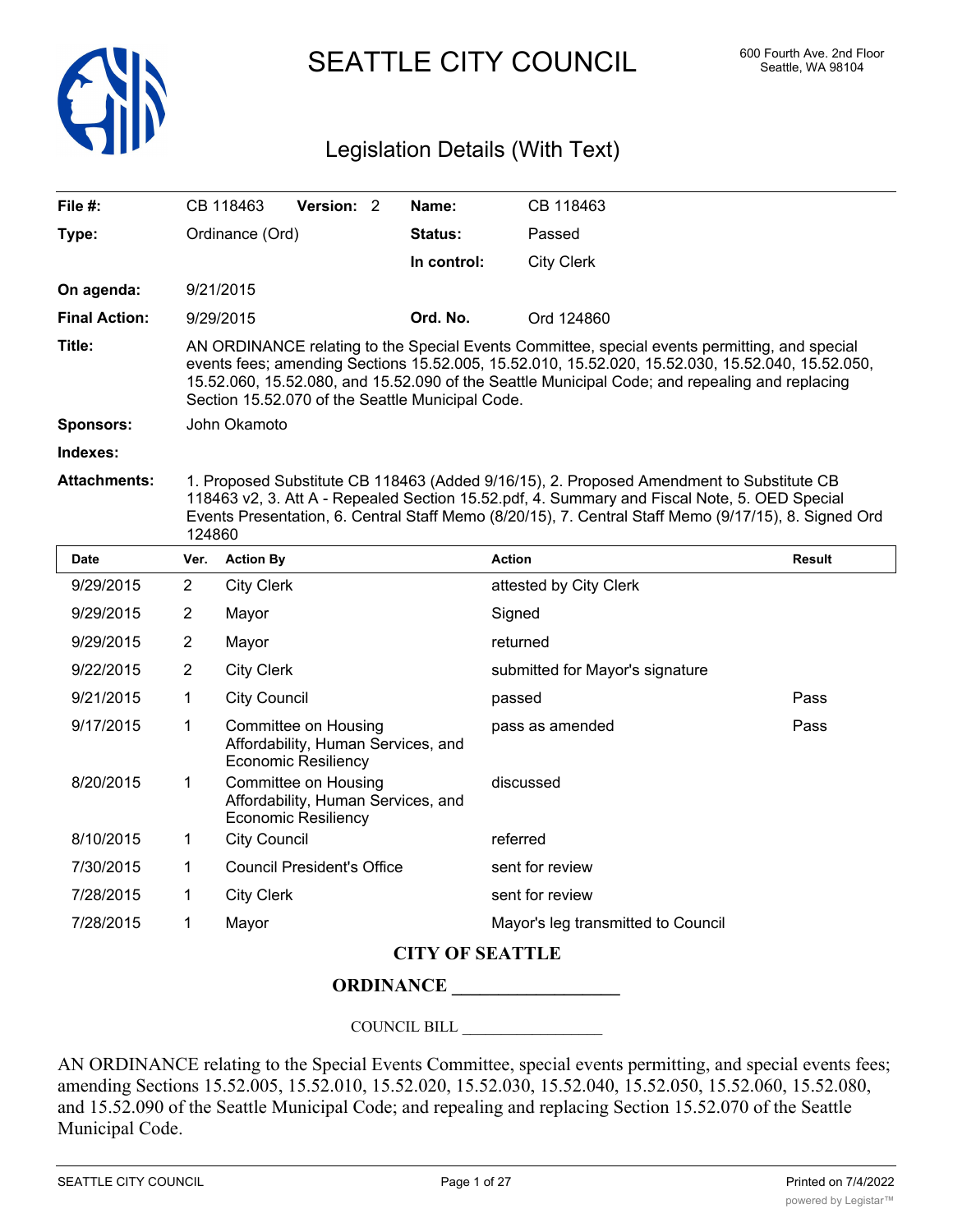# SEATTLE CITY COUNCIL

600 Fourth Ave. 2nd Floor
Seattle, WA 98104

## Legislation Details (With Text)

| | | | |
|---|---|---|---|
| **File #:** | CB 118463 **Version:** 2 | **Name:** | CB 118463 |
| **Type:** | Ordinance (Ord) | **Status:** | Passed |
| | | **In control:** | City Clerk |
| **On agenda:** | 9/21/2015 | | |
| **Final Action:** | 9/29/2015 | **Ord. No.** | Ord 124860 |

**Title:** AN ORDINANCE relating to the Special Events Committee, special events permitting, and special events fees; amending Sections 15.52.005, 15.52.010, 15.52.020, 15.52.030, 15.52.040, 15.52.050, 15.52.060, 15.52.080, and 15.52.090 of the Seattle Municipal Code; and repealing and replacing Section 15.52.070 of the Seattle Municipal Code.

**Sponsors:** John Okamoto

**Indexes:**

**Attachments:** 1. Proposed Substitute CB 118463 (Added 9/16/15), 2. Proposed Amendment to Substitute CB 118463 v2, 3. Att A - Repealed Section 15.52.pdf, 4. Summary and Fiscal Note, 5. OED Special Events Presentation, 6. Central Staff Memo (8/20/15), 7. Central Staff Memo (9/17/15), 8. Signed Ord 124860

| Date | Ver. | Action By | Action | Result |
|---|---|---|---|---|
| 9/29/2015 | 2 | City Clerk | attested by City Clerk | |
| 9/29/2015 | 2 | Mayor | Signed | |
| 9/29/2015 | 2 | Mayor | returned | |
| 9/22/2015 | 2 | City Clerk | submitted for Mayor's signature | |
| 9/21/2015 | 1 | City Council | passed | Pass |
| 9/17/2015 | 1 | Committee on Housing Affordability, Human Services, and Economic Resiliency | pass as amended | Pass |
| 8/20/2015 | 1 | Committee on Housing Affordability, Human Services, and Economic Resiliency | discussed | |
| 8/10/2015 | 1 | City Council | referred | |
| 7/30/2015 | 1 | Council President's Office | sent for review | |
| 7/28/2015 | 1 | City Clerk | sent for review | |
| 7/28/2015 | 1 | Mayor | Mayor's leg transmitted to Council | |

**CITY OF SEATTLE**

**ORDINANCE __________________**

COUNCIL BILL __________________

AN ORDINANCE relating to the Special Events Committee, special events permitting, and special events fees; amending Sections 15.52.005, 15.52.010, 15.52.020, 15.52.030, 15.52.040, 15.52.050, 15.52.060, 15.52.080, and 15.52.090 of the Seattle Municipal Code; and repealing and replacing Section 15.52.070 of the Seattle Municipal Code.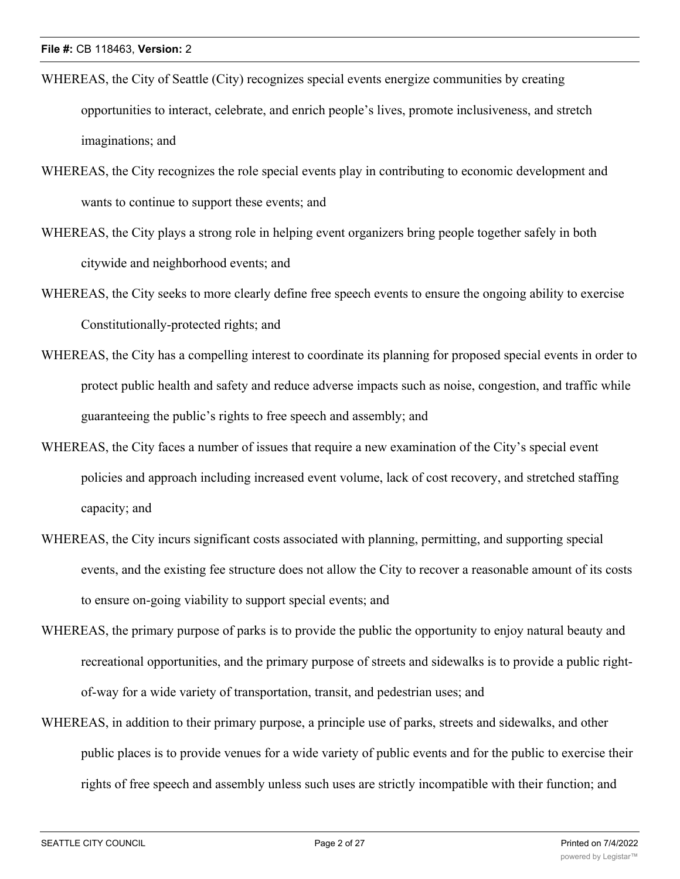WHEREAS, the City of Seattle (City) recognizes special events energize communities by creating opportunities to interact, celebrate, and enrich people's lives, promote inclusiveness, and stretch imaginations; and

WHEREAS, the City recognizes the role special events play in contributing to economic development and wants to continue to support these events; and

WHEREAS, the City plays a strong role in helping event organizers bring people together safely in both citywide and neighborhood events; and

WHEREAS, the City seeks to more clearly define free speech events to ensure the ongoing ability to exercise Constitutionally-protected rights; and

WHEREAS, the City has a compelling interest to coordinate its planning for proposed special events in order to protect public health and safety and reduce adverse impacts such as noise, congestion, and traffic while guaranteeing the public's rights to free speech and assembly; and

WHEREAS, the City faces a number of issues that require a new examination of the City's special event policies and approach including increased event volume, lack of cost recovery, and stretched staffing capacity; and

WHEREAS, the City incurs significant costs associated with planning, permitting, and supporting special events, and the existing fee structure does not allow the City to recover a reasonable amount of its costs to ensure on-going viability to support special events; and

WHEREAS, the primary purpose of parks is to provide the public the opportunity to enjoy natural beauty and recreational opportunities, and the primary purpose of streets and sidewalks is to provide a public right-of-way for a wide variety of transportation, transit, and pedestrian uses; and

WHEREAS, in addition to their primary purpose, a principle use of parks, streets and sidewalks, and other public places is to provide venues for a wide variety of public events and for the public to exercise their rights of free speech and assembly unless such uses are strictly incompatible with their function; and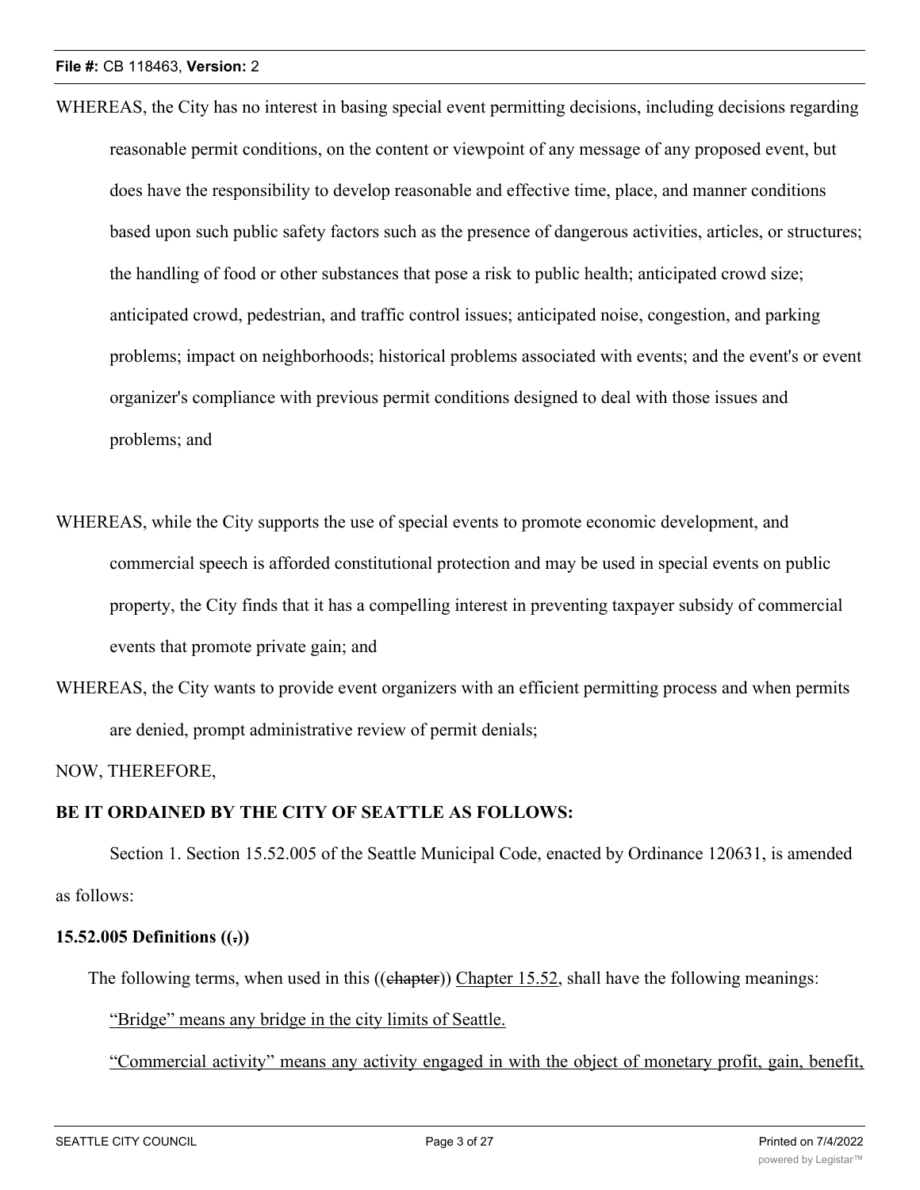WHEREAS, the City has no interest in basing special event permitting decisions, including decisions regarding reasonable permit conditions, on the content or viewpoint of any message of any proposed event, but does have the responsibility to develop reasonable and effective time, place, and manner conditions based upon such public safety factors such as the presence of dangerous activities, articles, or structures; the handling of food or other substances that pose a risk to public health; anticipated crowd size; anticipated crowd, pedestrian, and traffic control issues; anticipated noise, congestion, and parking problems; impact on neighborhoods; historical problems associated with events; and the event's or event organizer's compliance with previous permit conditions designed to deal with those issues and problems; and

WHEREAS, while the City supports the use of special events to promote economic development, and commercial speech is afforded constitutional protection and may be used in special events on public property, the City finds that it has a compelling interest in preventing taxpayer subsidy of commercial events that promote private gain; and

WHEREAS, the City wants to provide event organizers with an efficient permitting process and when permits are denied, prompt administrative review of permit denials;

NOW, THEREFORE,

**BE IT ORDAINED BY THE CITY OF SEATTLE AS FOLLOWS:**

Section 1. Section 15.52.005 of the Seattle Municipal Code, enacted by Ordinance 120631, is amended as follows:

**15.52.005 Definitions ((~~,~~))**

The following terms, when used in this ((~~chapter~~)) <u>Chapter 15.52</u>, shall have the following meanings:

<u>"Bridge" means any bridge in the city limits of Seattle.</u>

<u>"Commercial activity" means any activity engaged in with the object of monetary profit, gain, benefit,</u>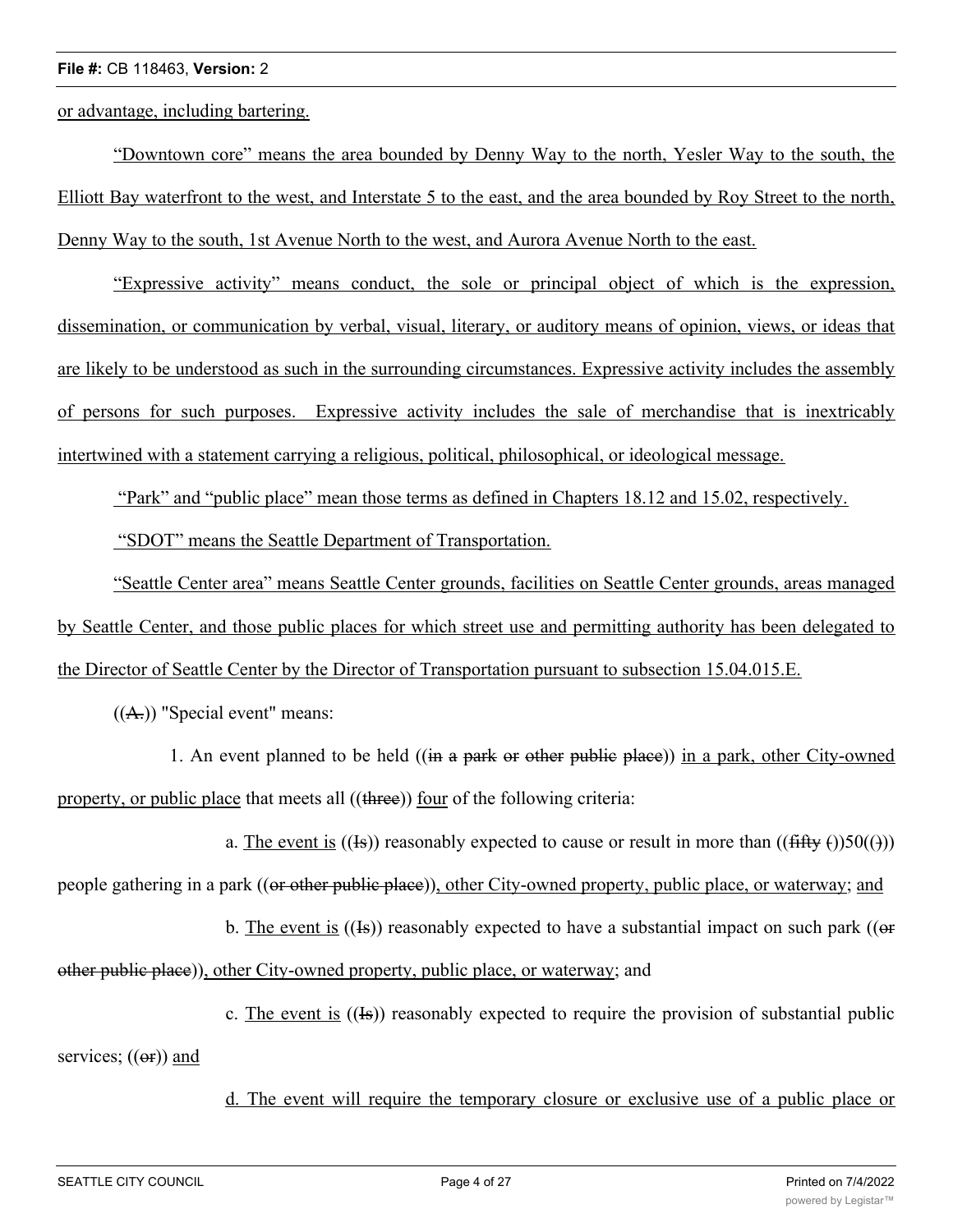or advantage, including bartering.

"Downtown core" means the area bounded by Denny Way to the north, Yesler Way to the south, the Elliott Bay waterfront to the west, and Interstate 5 to the east, and the area bounded by Roy Street to the north, Denny Way to the south, 1st Avenue North to the west, and Aurora Avenue North to the east.

"Expressive activity" means conduct, the sole or principal object of which is the expression, dissemination, or communication by verbal, visual, literary, or auditory means of opinion, views, or ideas that are likely to be understood as such in the surrounding circumstances. Expressive activity includes the assembly of persons for such purposes. Expressive activity includes the sale of merchandise that is inextricably intertwined with a statement carrying a religious, political, philosophical, or ideological message.

"Park" and "public place" mean those terms as defined in Chapters 18.12 and 15.02, respectively.

"SDOT" means the Seattle Department of Transportation.

"Seattle Center area" means Seattle Center grounds, facilities on Seattle Center grounds, areas managed by Seattle Center, and those public places for which street use and permitting authority has been delegated to the Director of Seattle Center by the Director of Transportation pursuant to subsection 15.04.015.E.

((~~A.~~)) "Special event" means:

1. An event planned to be held ((~~in a park or other public place~~)) in a park, other City-owned property, or public place that meets all ((~~three~~)) four of the following criteria:

a. The event is ((~~Is~~)) reasonably expected to cause or result in more than ((~~fifty (~~))50((~~)~~)) people gathering in a park ((~~or other public place~~)), other City-owned property, public place, or waterway; and

b. The event is ((~~Is~~)) reasonably expected to have a substantial impact on such park ((~~or other public place~~)), other City-owned property, public place, or waterway; and

c. The event is ((~~Is~~)) reasonably expected to require the provision of substantial public services; ((~~or~~)) and

d. The event will require the temporary closure or exclusive use of a public place or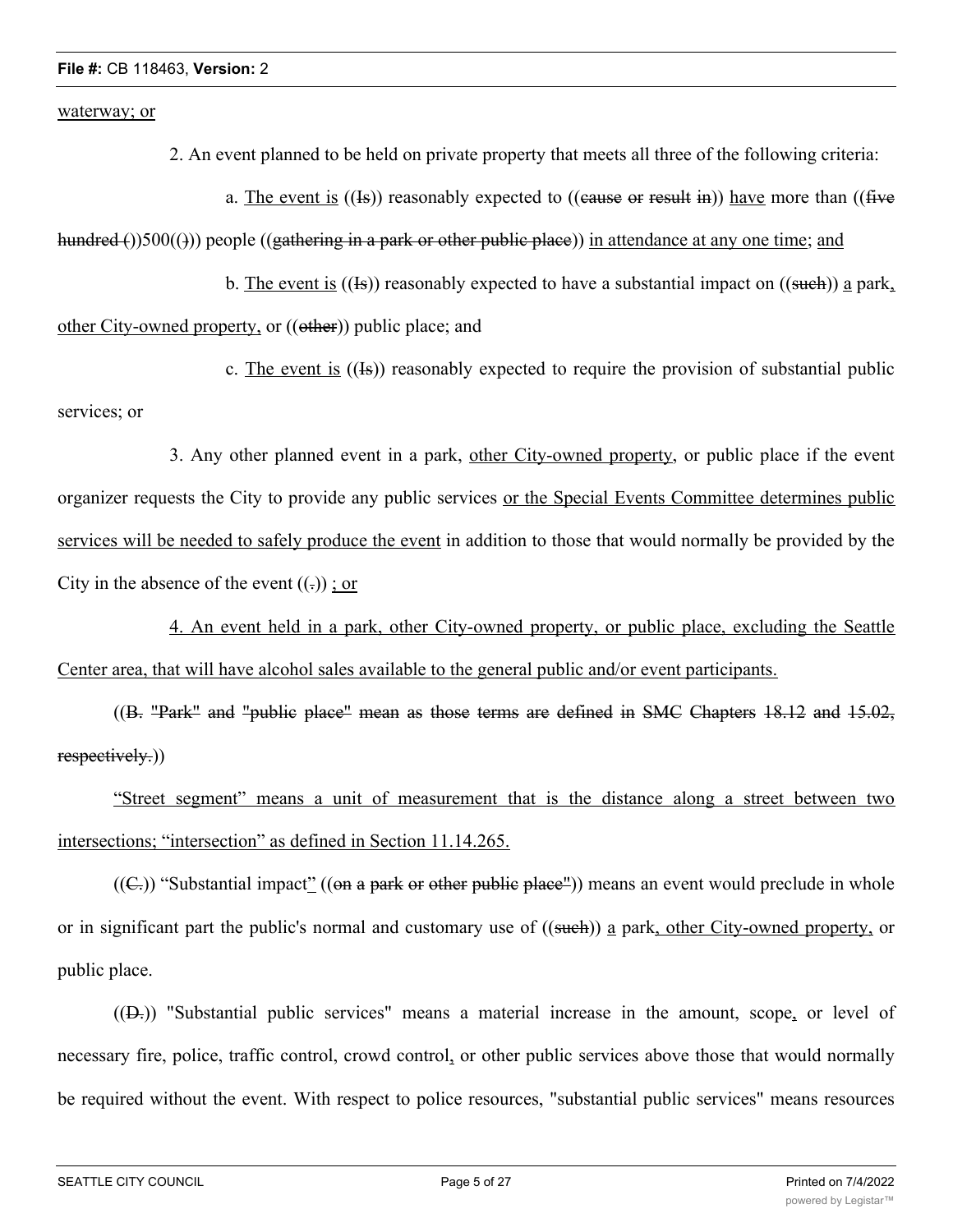<u>waterway; or</u>

2. An event planned to be held on private property that meets all three of the following criteria:

a. <u>The event is</u> ((~~Is~~)) reasonably expected to ((~~cause or result in~~)) <u>have</u> more than ((~~five hundred (~~))500((~~)~~)) people ((~~gathering in a park or other public place~~)) <u>in attendance at any one time</u>; <u>and</u>

b. <u>The event is</u> ((~~Is~~)) reasonably expected to have a substantial impact on ((~~such~~)) <u>a</u> park<u>, other City-owned property,</u> or ((~~other~~)) public place; and

c. <u>The event is</u> ((~~Is~~)) reasonably expected to require the provision of substantial public services; or

3. Any other planned event in a park, <u>other City-owned property</u>, or public place if the event organizer requests the City to provide any public services <u>or the Special Events Committee determines public services will be needed to safely produce the event</u> in addition to those that would normally be provided by the City in the absence of the event ((~~.~~)) <u>; or</u>

<u>4. An event held in a park, other City-owned property, or public place, excluding the Seattle Center area, that will have alcohol sales available to the general public and/or event participants.</u>

((~~B. "Park" and "public place" mean as those terms are defined in SMC Chapters 18.12 and 15.02, respectively.~~))

<u>"Street segment" means a unit of measurement that is the distance along a street between two intersections; "intersection" as defined in Section 11.14.265.</u>

((~~C.~~)) "Substantial impact<u>"</u> ((~~on a park or other public place"~~)) means an event would preclude in whole or in significant part the public's normal and customary use of ((~~such~~)) <u>a</u> park<u>, other City-owned property,</u> or public place.

((~~D.~~)) "Substantial public services" means a material increase in the amount, scope<u>,</u> or level of necessary fire, police, traffic control, crowd control<u>,</u> or other public services above those that would normally be required without the event. With respect to police resources, "substantial public services" means resources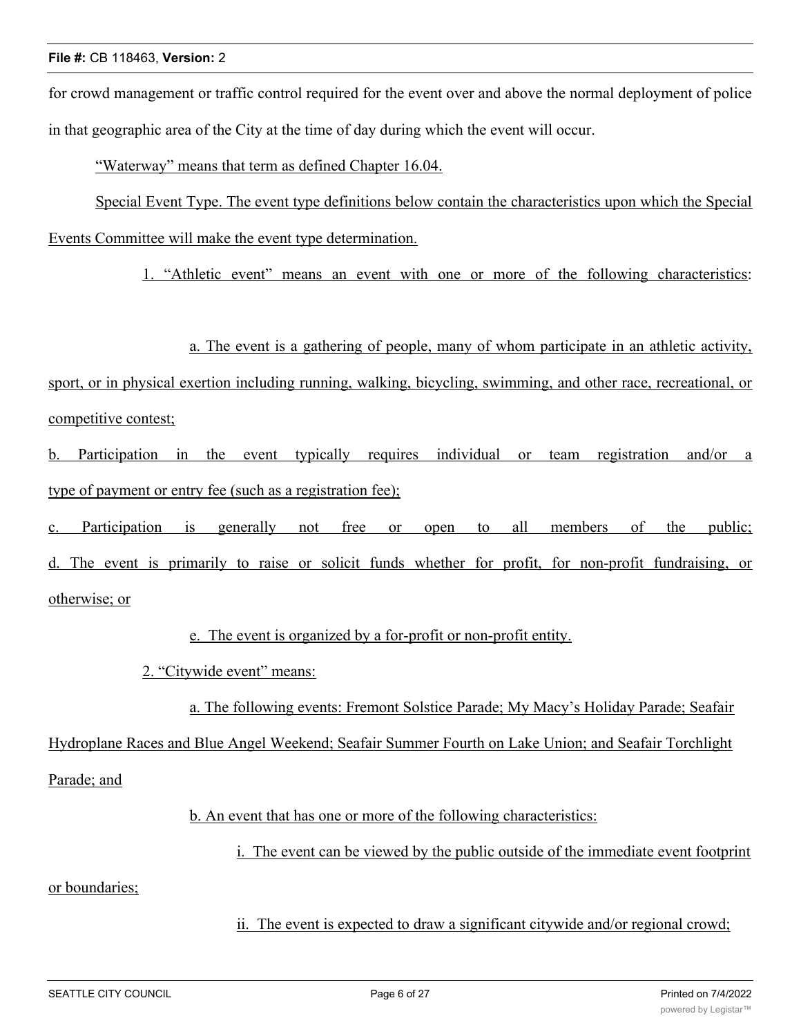for crowd management or traffic control required for the event over and above the normal deployment of police in that geographic area of the City at the time of day during which the event will occur.

"Waterway" means that term as defined Chapter 16.04.

Special Event Type. The event type definitions below contain the characteristics upon which the Special Events Committee will make the event type determination.

1. "Athletic event" means an event with one or more of the following characteristics:

a. The event is a gathering of people, many of whom participate in an athletic activity, sport, or in physical exertion including running, walking, bicycling, swimming, and other race, recreational, or competitive contest;

b. Participation in the event typically requires individual or team registration and/or a type of payment or entry fee (such as a registration fee);

c. Participation is generally not free or open to all members of the public;

d. The event is primarily to raise or solicit funds whether for profit, for non-profit fundraising, or otherwise; or

e. The event is organized by a for-profit or non-profit entity.

2. "Citywide event" means:

a. The following events: Fremont Solstice Parade; My Macy's Holiday Parade; Seafair Hydroplane Races and Blue Angel Weekend; Seafair Summer Fourth on Lake Union; and Seafair Torchlight Parade; and

b. An event that has one or more of the following characteristics:

i. The event can be viewed by the public outside of the immediate event footprint or boundaries;

ii. The event is expected to draw a significant citywide and/or regional crowd;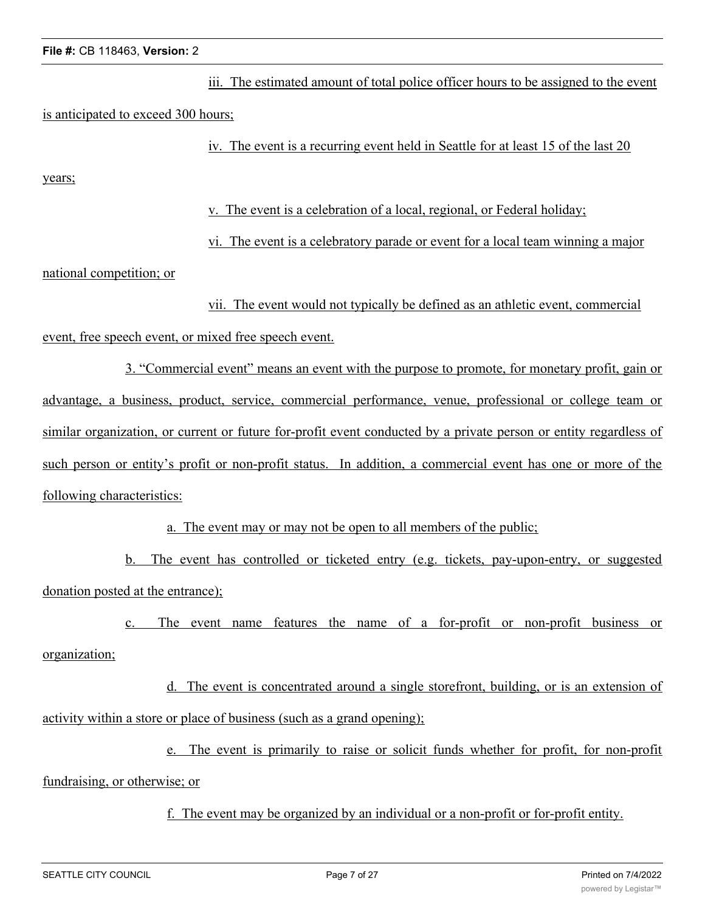iii. The estimated amount of total police officer hours to be assigned to the event is anticipated to exceed 300 hours;

iv. The event is a recurring event held in Seattle for at least 15 of the last 20 years;

v. The event is a celebration of a local, regional, or Federal holiday;

vi. The event is a celebratory parade or event for a local team winning a major national competition; or

vii. The event would not typically be defined as an athletic event, commercial event, free speech event, or mixed free speech event.

3. "Commercial event" means an event with the purpose to promote, for monetary profit, gain or advantage, a business, product, service, commercial performance, venue, professional or college team or similar organization, or current or future for-profit event conducted by a private person or entity regardless of such person or entity's profit or non-profit status. In addition, a commercial event has one or more of the following characteristics:

a. The event may or may not be open to all members of the public;

b. The event has controlled or ticketed entry (e.g. tickets, pay-upon-entry, or suggested donation posted at the entrance);

c. The event name features the name of a for-profit or non-profit business or organization;

d. The event is concentrated around a single storefront, building, or is an extension of activity within a store or place of business (such as a grand opening);

e. The event is primarily to raise or solicit funds whether for profit, for non-profit fundraising, or otherwise; or

f. The event may be organized by an individual or a non-profit or for-profit entity.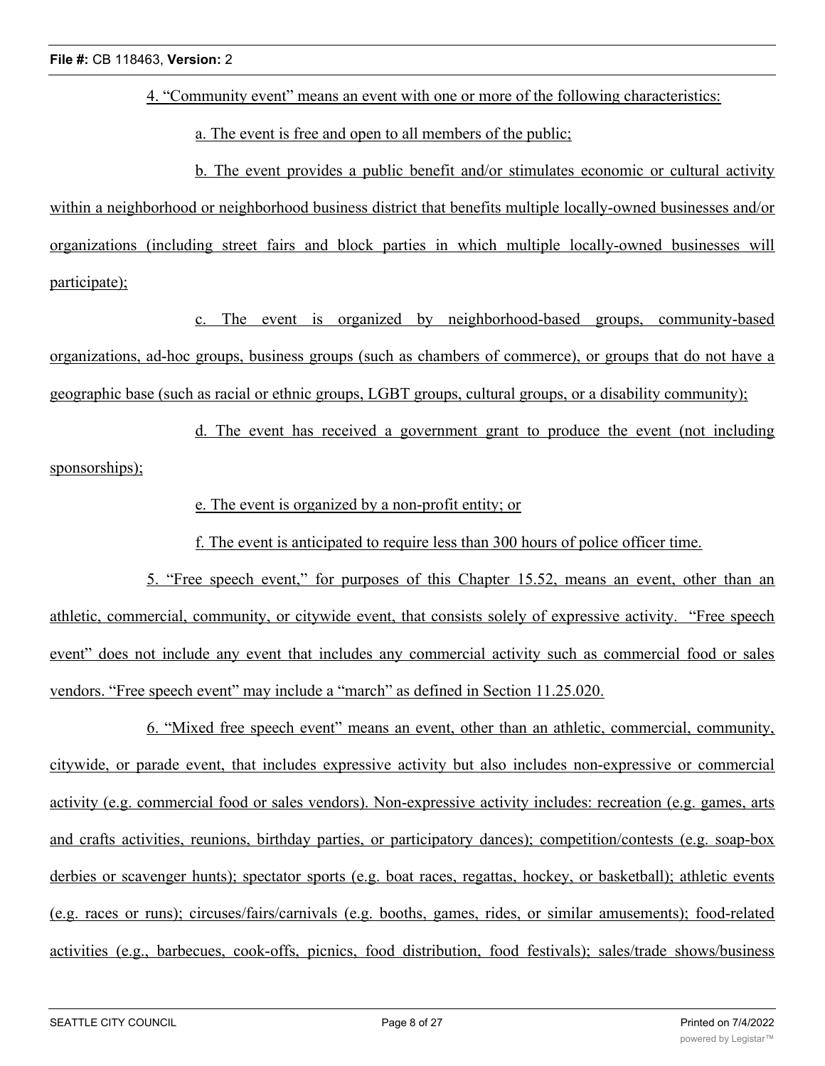4. "Community event" means an event with one or more of the following characteristics:

a. The event is free and open to all members of the public;

b. The event provides a public benefit and/or stimulates economic or cultural activity within a neighborhood or neighborhood business district that benefits multiple locally-owned businesses and/or organizations (including street fairs and block parties in which multiple locally-owned businesses will participate);

c. The event is organized by neighborhood-based groups, community-based organizations, ad-hoc groups, business groups (such as chambers of commerce), or groups that do not have a geographic base (such as racial or ethnic groups, LGBT groups, cultural groups, or a disability community);

d. The event has received a government grant to produce the event (not including sponsorships);

e. The event is organized by a non-profit entity; or

f. The event is anticipated to require less than 300 hours of police officer time.

5. "Free speech event," for purposes of this Chapter 15.52, means an event, other than an athletic, commercial, community, or citywide event, that consists solely of expressive activity. "Free speech event" does not include any event that includes any commercial activity such as commercial food or sales vendors. "Free speech event" may include a "march" as defined in Section 11.25.020.

6. "Mixed free speech event" means an event, other than an athletic, commercial, community, citywide, or parade event, that includes expressive activity but also includes non-expressive or commercial activity (e.g. commercial food or sales vendors). Non-expressive activity includes: recreation (e.g. games, arts and crafts activities, reunions, birthday parties, or participatory dances); competition/contests (e.g. soap-box derbies or scavenger hunts); spectator sports (e.g. boat races, regattas, hockey, or basketball); athletic events (e.g. races or runs); circuses/fairs/carnivals (e.g. booths, games, rides, or similar amusements); food-related activities (e.g., barbecues, cook-offs, picnics, food distribution, food festivals); sales/trade shows/business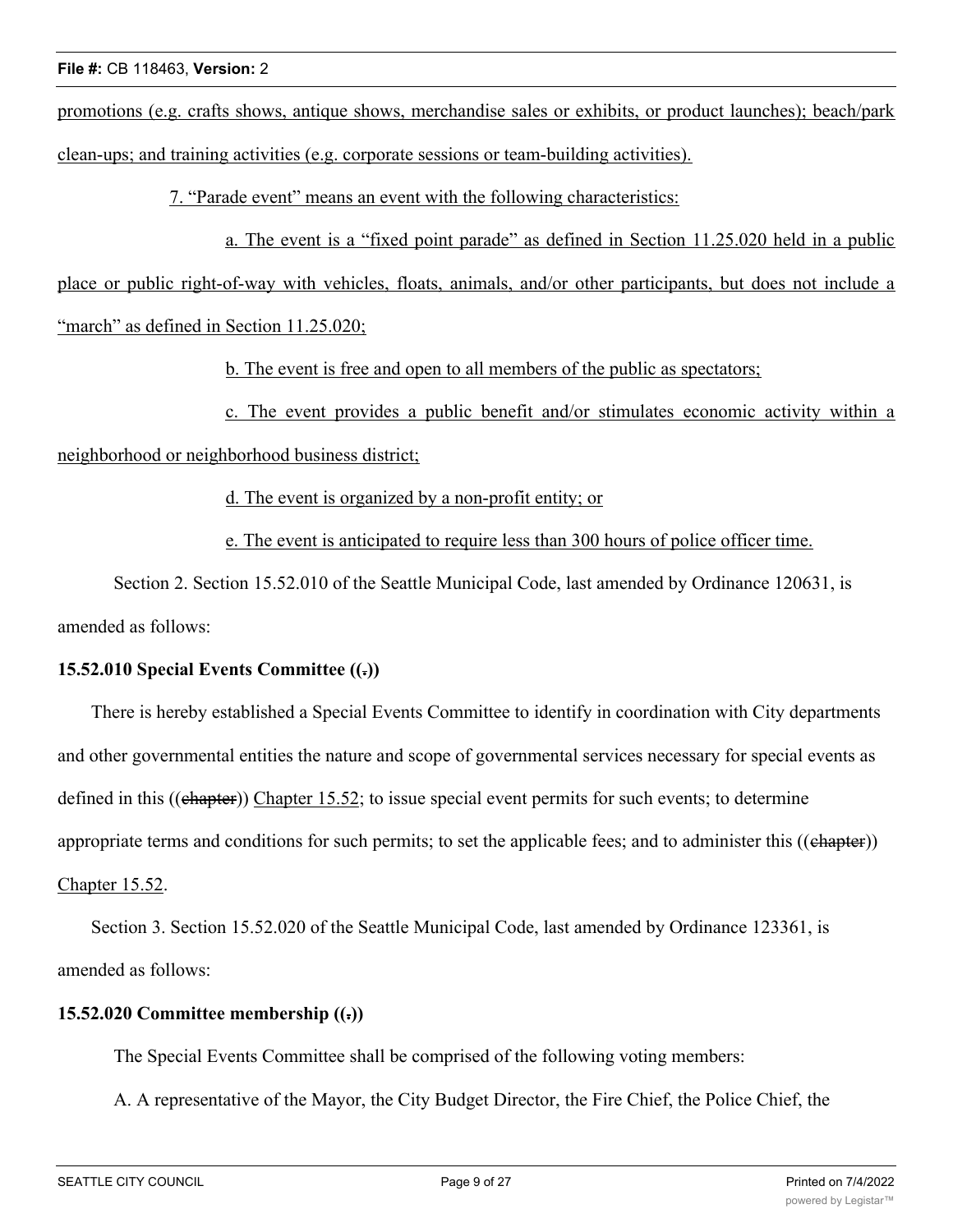promotions (e.g. crafts shows, antique shows, merchandise sales or exhibits, or product launches); beach/park clean-ups; and training activities (e.g. corporate sessions or team-building activities).

7. "Parade event" means an event with the following characteristics:

a. The event is a "fixed point parade" as defined in Section 11.25.020 held in a public place or public right-of-way with vehicles, floats, animals, and/or other participants, but does not include a "march" as defined in Section 11.25.020;

b. The event is free and open to all members of the public as spectators;

c. The event provides a public benefit and/or stimulates economic activity within a neighborhood or neighborhood business district;

d. The event is organized by a non-profit entity; or

e. The event is anticipated to require less than 300 hours of police officer time.

Section 2. Section 15.52.010 of the Seattle Municipal Code, last amended by Ordinance 120631, is amended as follows:

**15.52.010 Special Events Committee ((.))**

There is hereby established a Special Events Committee to identify in coordination with City departments and other governmental entities the nature and scope of governmental services necessary for special events as defined in this ((chapter)) Chapter 15.52; to issue special event permits for such events; to determine appropriate terms and conditions for such permits; to set the applicable fees; and to administer this ((chapter)) Chapter 15.52.

Section 3. Section 15.52.020 of the Seattle Municipal Code, last amended by Ordinance 123361, is amended as follows:

**15.52.020 Committee membership ((.))**

The Special Events Committee shall be comprised of the following voting members:

A. A representative of the Mayor, the City Budget Director, the Fire Chief, the Police Chief, the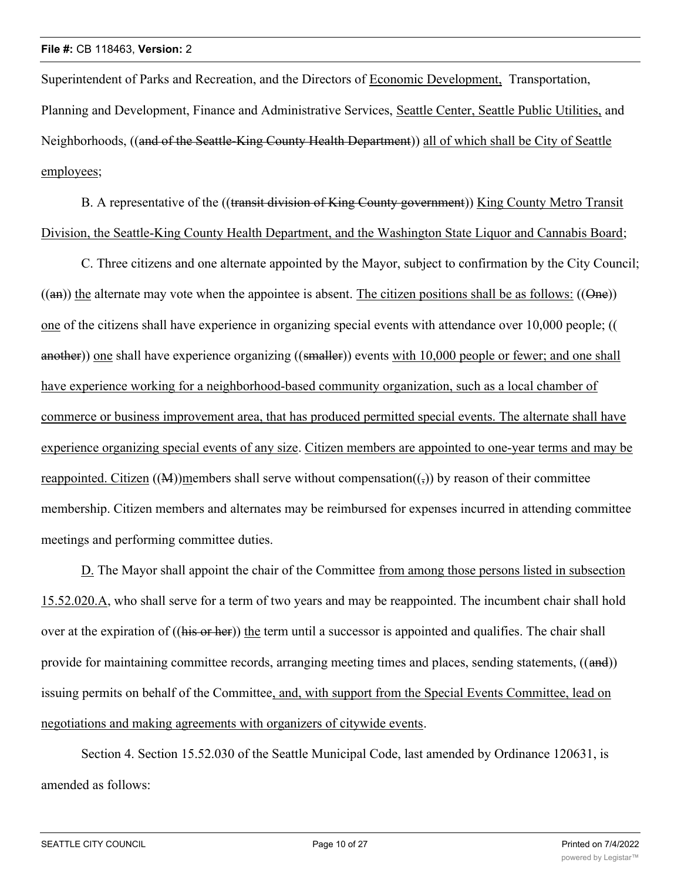Superintendent of Parks and Recreation, and the Directors of Economic Development, Transportation, Planning and Development, Finance and Administrative Services, Seattle Center, Seattle Public Utilities, and Neighborhoods, ((and of the Seattle-King County Health Department)) all of which shall be City of Seattle employees;

B. A representative of the ((transit division of King County government)) King County Metro Transit Division, the Seattle-King County Health Department, and the Washington State Liquor and Cannabis Board;

C. Three citizens and one alternate appointed by the Mayor, subject to confirmation by the City Council; ((an)) the alternate may vote when the appointee is absent. The citizen positions shall be as follows: ((One)) one of the citizens shall have experience in organizing special events with attendance over 10,000 people; ((another)) one shall have experience organizing ((smaller)) events with 10,000 people or fewer; and one shall have experience working for a neighborhood-based community organization, such as a local chamber of commerce or business improvement area, that has produced permitted special events. The alternate shall have experience organizing special events of any size. Citizen members are appointed to one-year terms and may be reappointed. Citizen ((M))members shall serve without compensation((,)) by reason of their committee membership. Citizen members and alternates may be reimbursed for expenses incurred in attending committee meetings and performing committee duties.

D. The Mayor shall appoint the chair of the Committee from among those persons listed in subsection 15.52.020.A, who shall serve for a term of two years and may be reappointed. The incumbent chair shall hold over at the expiration of ((his or her)) the term until a successor is appointed and qualifies. The chair shall provide for maintaining committee records, arranging meeting times and places, sending statements, ((and)) issuing permits on behalf of the Committee, and, with support from the Special Events Committee, lead on negotiations and making agreements with organizers of citywide events.

Section 4. Section 15.52.030 of the Seattle Municipal Code, last amended by Ordinance 120631, is amended as follows: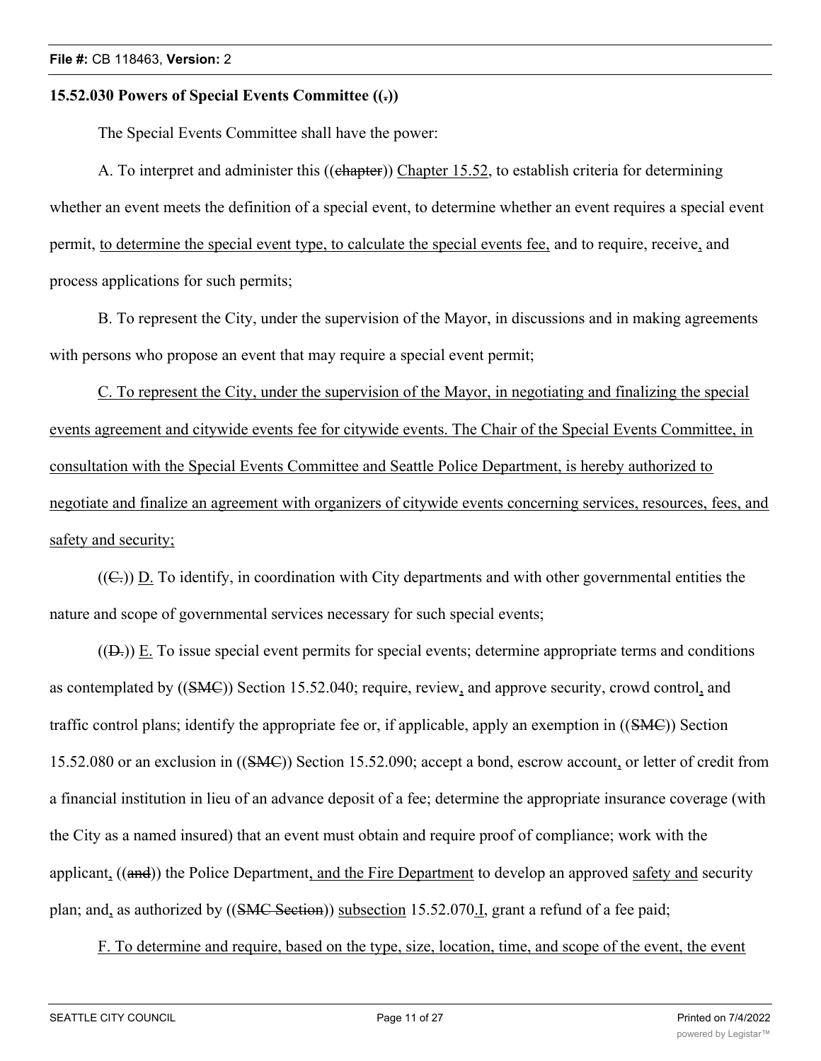**15.52.030 Powers of Special Events Committee ((.))**

The Special Events Committee shall have the power:

A. To interpret and administer this ((chapter)) Chapter 15.52, to establish criteria for determining whether an event meets the definition of a special event, to determine whether an event requires a special event permit, to determine the special event type, to calculate the special events fee, and to require, receive, and process applications for such permits;

B. To represent the City, under the supervision of the Mayor, in discussions and in making agreements with persons who propose an event that may require a special event permit;

C. To represent the City, under the supervision of the Mayor, in negotiating and finalizing the special events agreement and citywide events fee for citywide events. The Chair of the Special Events Committee, in consultation with the Special Events Committee and Seattle Police Department, is hereby authorized to negotiate and finalize an agreement with organizers of citywide events concerning services, resources, fees, and safety and security;

((C.)) D. To identify, in coordination with City departments and with other governmental entities the nature and scope of governmental services necessary for such special events;

((D.)) E. To issue special event permits for special events; determine appropriate terms and conditions as contemplated by ((SMC)) Section 15.52.040; require, review, and approve security, crowd control, and traffic control plans; identify the appropriate fee or, if applicable, apply an exemption in ((SMC)) Section 15.52.080 or an exclusion in ((SMC)) Section 15.52.090; accept a bond, escrow account, or letter of credit from a financial institution in lieu of an advance deposit of a fee; determine the appropriate insurance coverage (with the City as a named insured) that an event must obtain and require proof of compliance; work with the applicant, ((and)) the Police Department, and the Fire Department to develop an approved safety and security plan; and, as authorized by ((SMC Section)) subsection 15.52.070.I, grant a refund of a fee paid;

F. To determine and require, based on the type, size, location, time, and scope of the event, the event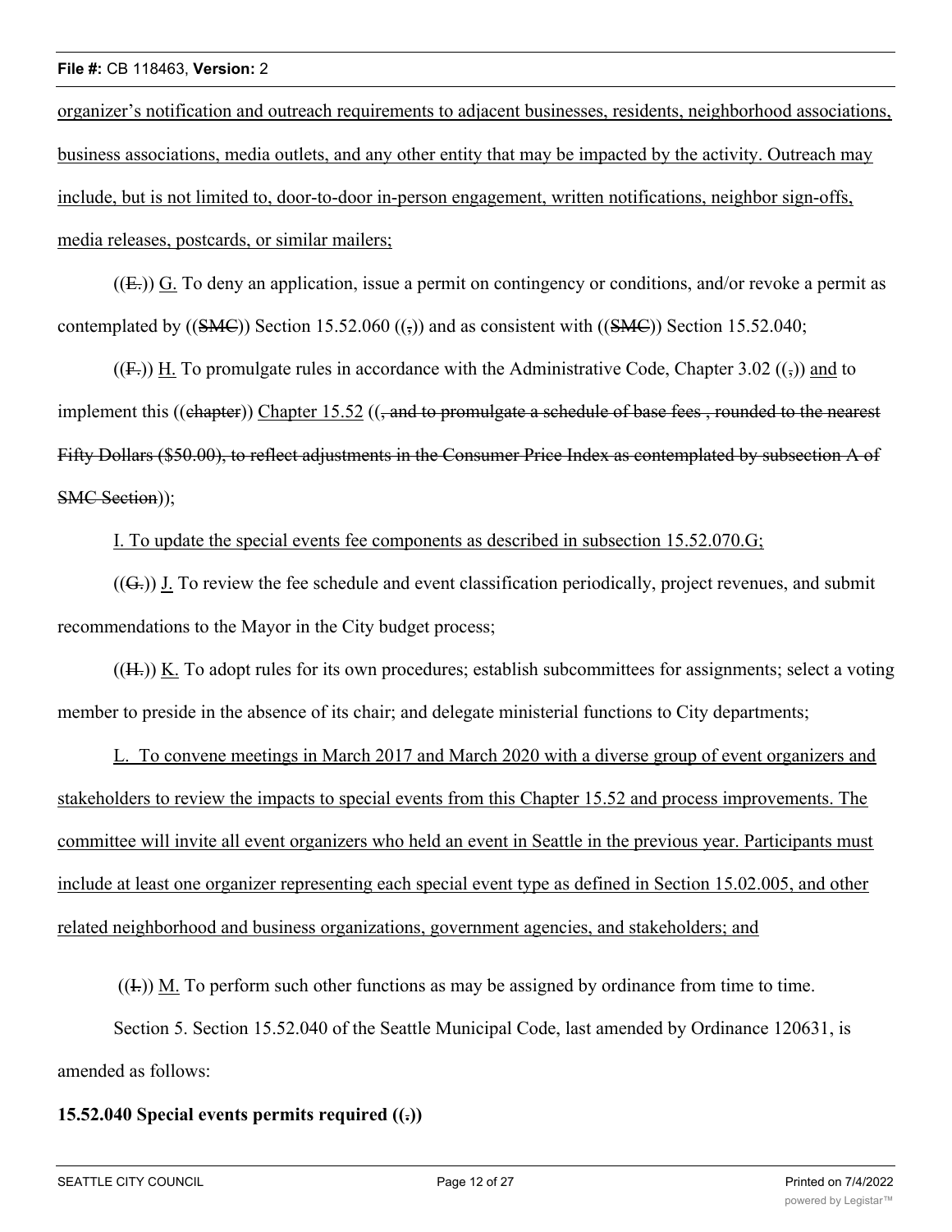organizer's notification and outreach requirements to adjacent businesses, residents, neighborhood associations, business associations, media outlets, and any other entity that may be impacted by the activity. Outreach may include, but is not limited to, door-to-door in-person engagement, written notifications, neighbor sign-offs, media releases, postcards, or similar mailers;

((E.)) G. To deny an application, issue a permit on contingency or conditions, and/or revoke a permit as contemplated by ((SMC)) Section 15.52.060 ((,)) and as consistent with ((SMC)) Section 15.52.040;

((F.)) H. To promulgate rules in accordance with the Administrative Code, Chapter 3.02 ((,)) and to implement this ((chapter)) Chapter 15.52 ((, and to promulgate a schedule of base fees , rounded to the nearest Fifty Dollars ($50.00), to reflect adjustments in the Consumer Price Index as contemplated by subsection A of SMC Section));

I. To update the special events fee components as described in subsection 15.52.070.G;

((G.)) J. To review the fee schedule and event classification periodically, project revenues, and submit recommendations to the Mayor in the City budget process;

((H.)) K. To adopt rules for its own procedures; establish subcommittees for assignments; select a voting member to preside in the absence of its chair; and delegate ministerial functions to City departments;

L. To convene meetings in March 2017 and March 2020 with a diverse group of event organizers and stakeholders to review the impacts to special events from this Chapter 15.52 and process improvements. The committee will invite all event organizers who held an event in Seattle in the previous year. Participants must include at least one organizer representing each special event type as defined in Section 15.02.005, and other related neighborhood and business organizations, government agencies, and stakeholders; and

((I.)) M. To perform such other functions as may be assigned by ordinance from time to time.

Section 5. Section 15.52.040 of the Seattle Municipal Code, last amended by Ordinance 120631, is amended as follows:

**15.52.040 Special events permits required ((.))**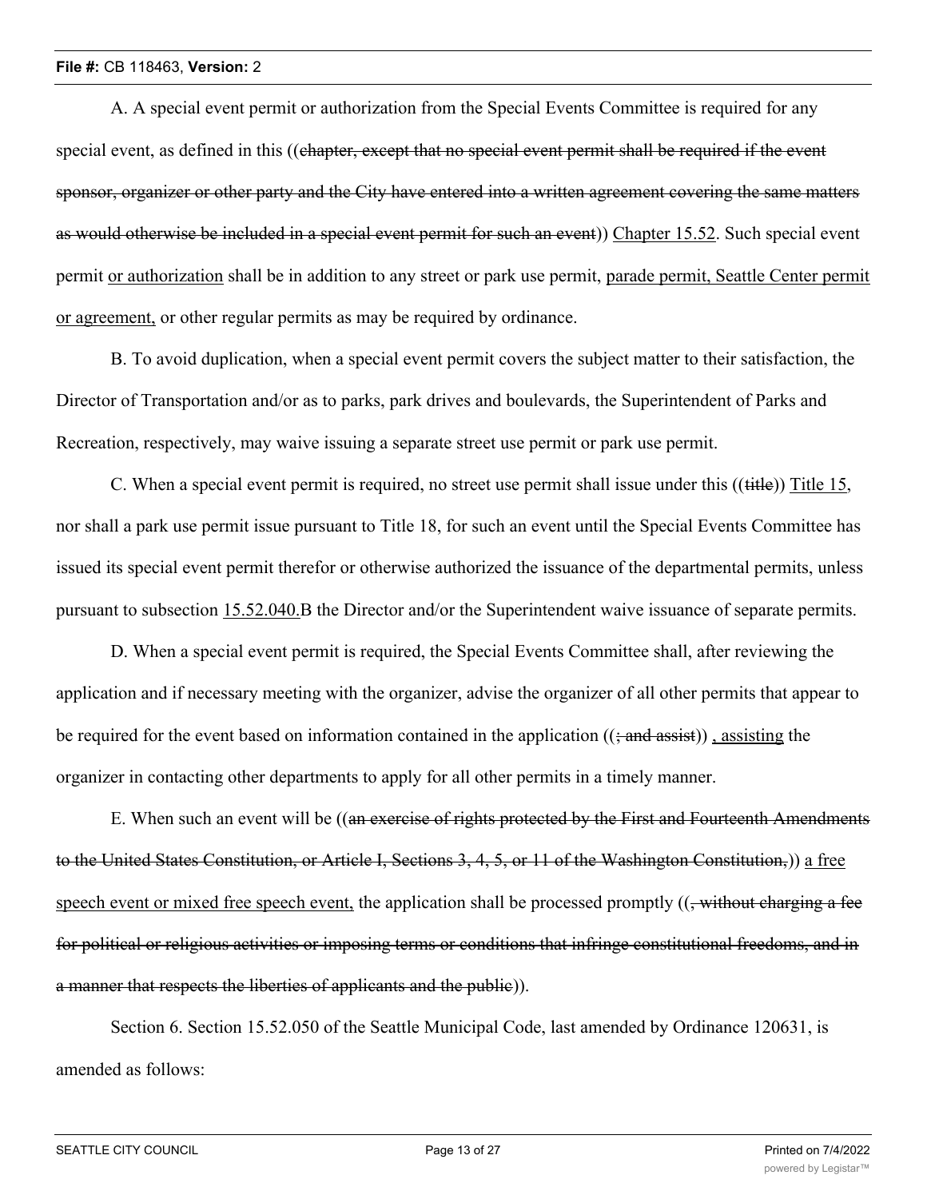A. A special event permit or authorization from the Special Events Committee is required for any special event, as defined in this ((~~chapter, except that no special event permit shall be required if the event sponsor, organizer or other party and the City have entered into a written agreement covering the same matters as would otherwise be included in a special event permit for such an event~~)) <u>Chapter 15.52</u>. Such special event permit <u>or authorization</u> shall be in addition to any street or park use permit, <u>parade permit, Seattle Center permit or agreement,</u> or other regular permits as may be required by ordinance.

B. To avoid duplication, when a special event permit covers the subject matter to their satisfaction, the Director of Transportation and/or as to parks, park drives and boulevards, the Superintendent of Parks and Recreation, respectively, may waive issuing a separate street use permit or park use permit.

C. When a special event permit is required, no street use permit shall issue under this ((~~title~~)) <u>Title 15</u>, nor shall a park use permit issue pursuant to Title 18, for such an event until the Special Events Committee has issued its special event permit therefor or otherwise authorized the issuance of the departmental permits, unless pursuant to subsection <u>15.52.040.</u>B the Director and/or the Superintendent waive issuance of separate permits.

D. When a special event permit is required, the Special Events Committee shall, after reviewing the application and if necessary meeting with the organizer, advise the organizer of all other permits that appear to be required for the event based on information contained in the application ((~~; and assist~~)) <u>, assisting</u> the organizer in contacting other departments to apply for all other permits in a timely manner.

E. When such an event will be ((~~an exercise of rights protected by the First and Fourteenth Amendments to the United States Constitution, or Article I, Sections 3, 4, 5, or 11 of the Washington Constitution,~~)) <u>a free speech event or mixed free speech event,</u> the application shall be processed promptly ((~~, without charging a fee for political or religious activities or imposing terms or conditions that infringe constitutional freedoms, and in a manner that respects the liberties of applicants and the public~~)).

Section 6. Section 15.52.050 of the Seattle Municipal Code, last amended by Ordinance 120631, is amended as follows: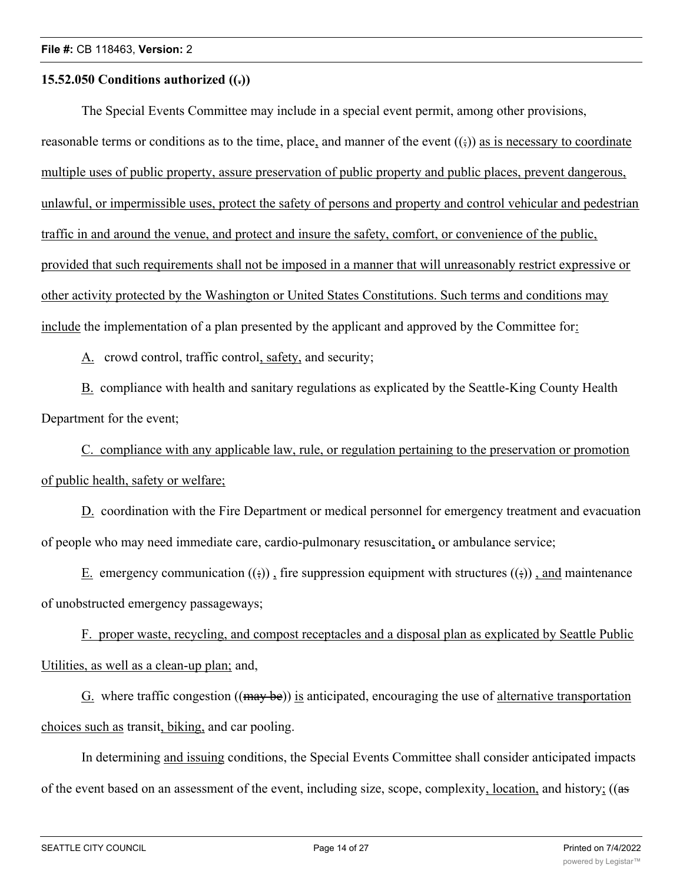**15.52.050 Conditions authorized ((,))**

The Special Events Committee may include in a special event permit, among other provisions, reasonable terms or conditions as to the time, place, and manner of the event ((;)) as is necessary to coordinate multiple uses of public property, assure preservation of public property and public places, prevent dangerous, unlawful, or impermissible uses, protect the safety of persons and property and control vehicular and pedestrian traffic in and around the venue, and protect and insure the safety, comfort, or convenience of the public, provided that such requirements shall not be imposed in a manner that will unreasonably restrict expressive or other activity protected by the Washington or United States Constitutions. Such terms and conditions may include the implementation of a plan presented by the applicant and approved by the Committee for:

A. crowd control, traffic control, safety, and security;

B. compliance with health and sanitary regulations as explicated by the Seattle-King County Health Department for the event;

C. compliance with any applicable law, rule, or regulation pertaining to the preservation or promotion of public health, safety or welfare;

D. coordination with the Fire Department or medical personnel for emergency treatment and evacuation of people who may need immediate care, cardio-pulmonary resuscitation, or ambulance service;

E. emergency communication ((;)) , fire suppression equipment with structures ((;)) , and maintenance of unobstructed emergency passageways;

F. proper waste, recycling, and compost receptacles and a disposal plan as explicated by Seattle Public Utilities, as well as a clean-up plan; and,

G. where traffic congestion ((~~may be~~)) is anticipated, encouraging the use of alternative transportation choices such as transit, biking, and car pooling.

In determining and issuing conditions, the Special Events Committee shall consider anticipated impacts of the event based on an assessment of the event, including size, scope, complexity, location, and history; ((~~as~~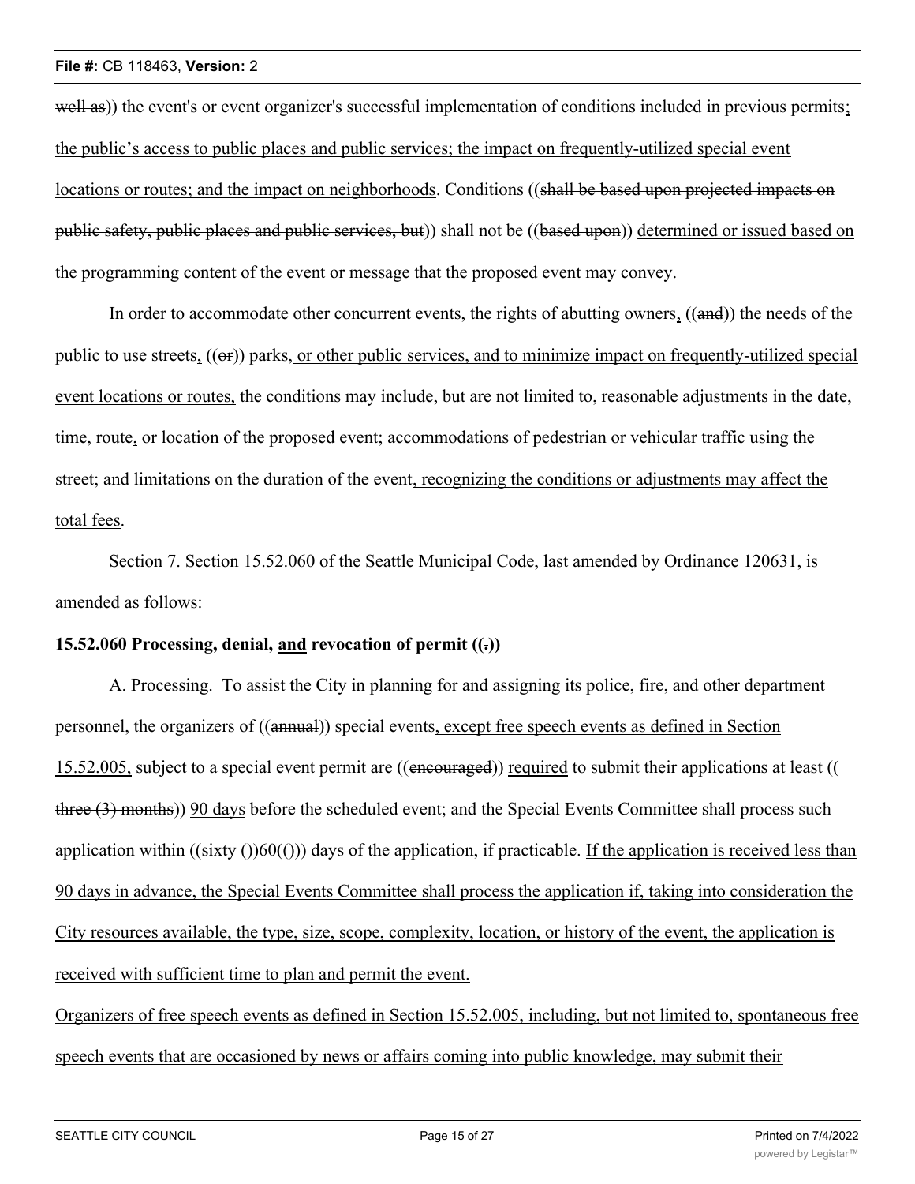well as)) the event's or event organizer's successful implementation of conditions included in previous permits; the public's access to public places and public services; the impact on frequently-utilized special event locations or routes; and the impact on neighborhoods. Conditions ((shall be based upon projected impacts on public safety, public places and public services, but)) shall not be ((based upon)) determined or issued based on the programming content of the event or message that the proposed event may convey.

In order to accommodate other concurrent events, the rights of abutting owners, ((and)) the needs of the public to use streets, ((or)) parks, or other public services, and to minimize impact on frequently-utilized special event locations or routes, the conditions may include, but are not limited to, reasonable adjustments in the date, time, route, or location of the proposed event; accommodations of pedestrian or vehicular traffic using the street; and limitations on the duration of the event, recognizing the conditions or adjustments may affect the total fees.

Section 7. Section 15.52.060 of the Seattle Municipal Code, last amended by Ordinance 120631, is amended as follows:

**15.52.060 Processing, denial, and revocation of permit ((.))**

A. Processing. To assist the City in planning for and assigning its police, fire, and other department personnel, the organizers of ((annual)) special events, except free speech events as defined in Section 15.52.005, subject to a special event permit are ((encouraged)) required to submit their applications at least ((three (3) months)) 90 days before the scheduled event; and the Special Events Committee shall process such application within ((sixty ())60(())) days of the application, if practicable. If the application is received less than 90 days in advance, the Special Events Committee shall process the application if, taking into consideration the City resources available, the type, size, scope, complexity, location, or history of the event, the application is received with sufficient time to plan and permit the event.

Organizers of free speech events as defined in Section 15.52.005, including, but not limited to, spontaneous free speech events that are occasioned by news or affairs coming into public knowledge, may submit their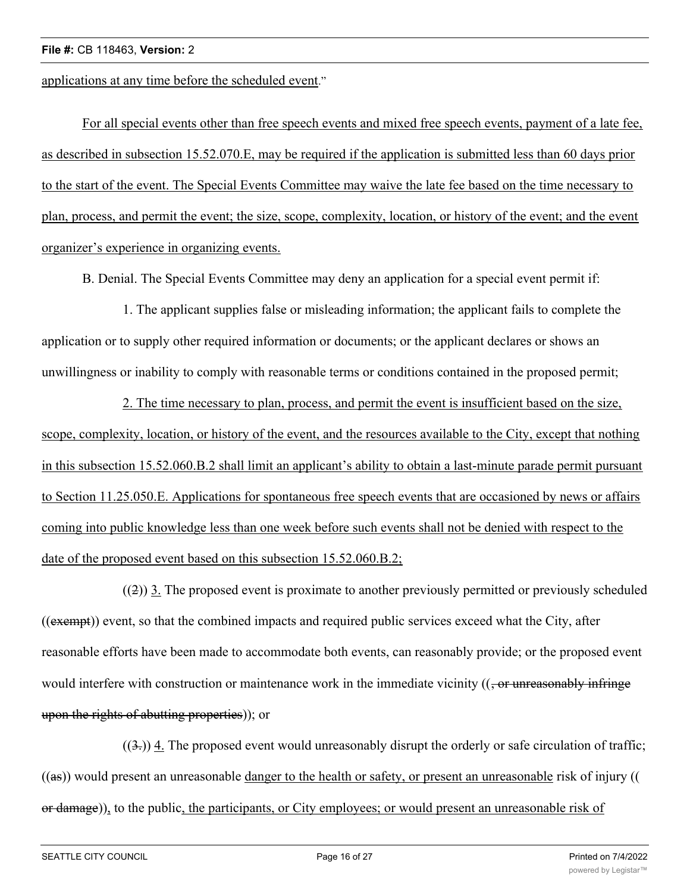applications at any time before the scheduled event."

For all special events other than free speech events and mixed free speech events, payment of a late fee, as described in subsection 15.52.070.E, may be required if the application is submitted less than 60 days prior to the start of the event. The Special Events Committee may waive the late fee based on the time necessary to plan, process, and permit the event; the size, scope, complexity, location, or history of the event; and the event organizer's experience in organizing events.

B. Denial. The Special Events Committee may deny an application for a special event permit if:

1. The applicant supplies false or misleading information; the applicant fails to complete the application or to supply other required information or documents; or the applicant declares or shows an unwillingness or inability to comply with reasonable terms or conditions contained in the proposed permit;

2. The time necessary to plan, process, and permit the event is insufficient based on the size, scope, complexity, location, or history of the event, and the resources available to the City, except that nothing in this subsection 15.52.060.B.2 shall limit an applicant's ability to obtain a last-minute parade permit pursuant to Section 11.25.050.E. Applications for spontaneous free speech events that are occasioned by news or affairs coming into public knowledge less than one week before such events shall not be denied with respect to the date of the proposed event based on this subsection 15.52.060.B.2;

((2)) 3. The proposed event is proximate to another previously permitted or previously scheduled ((exempt)) event, so that the combined impacts and required public services exceed what the City, after reasonable efforts have been made to accommodate both events, can reasonably provide; or the proposed event would interfere with construction or maintenance work in the immediate vicinity ((, or unreasonably infringe upon the rights of abutting properties)); or

((3.)) 4. The proposed event would unreasonably disrupt the orderly or safe circulation of traffic; ((as)) would present an unreasonable danger to the health or safety, or present an unreasonable risk of injury (( or damage)), to the public, the participants, or City employees; or would present an unreasonable risk of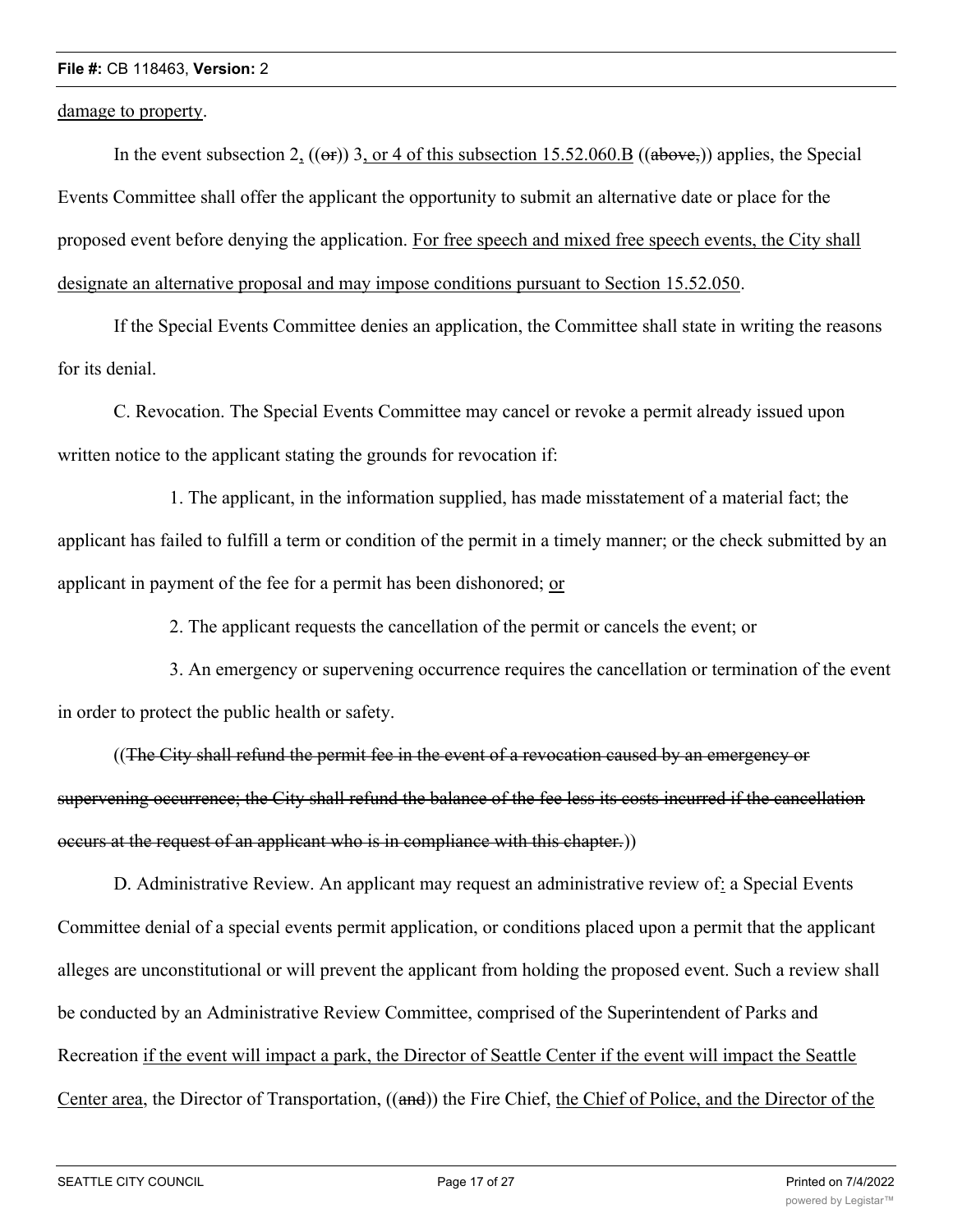damage to property.

In the event subsection 2, ((or)) 3, or 4 of this subsection 15.52.060.B ((above,)) applies, the Special Events Committee shall offer the applicant the opportunity to submit an alternative date or place for the proposed event before denying the application. For free speech and mixed free speech events, the City shall designate an alternative proposal and may impose conditions pursuant to Section 15.52.050.

If the Special Events Committee denies an application, the Committee shall state in writing the reasons for its denial.

C. Revocation. The Special Events Committee may cancel or revoke a permit already issued upon written notice to the applicant stating the grounds for revocation if:

1. The applicant, in the information supplied, has made misstatement of a material fact; the applicant has failed to fulfill a term or condition of the permit in a timely manner; or the check submitted by an applicant in payment of the fee for a permit has been dishonored; or

2. The applicant requests the cancellation of the permit or cancels the event; or

3. An emergency or supervening occurrence requires the cancellation or termination of the event in order to protect the public health or safety.

((The City shall refund the permit fee in the event of a revocation caused by an emergency or supervening occurrence; the City shall refund the balance of the fee less its costs incurred if the cancellation occurs at the request of an applicant who is in compliance with this chapter.))

D. Administrative Review. An applicant may request an administrative review of: a Special Events Committee denial of a special events permit application, or conditions placed upon a permit that the applicant alleges are unconstitutional or will prevent the applicant from holding the proposed event. Such a review shall be conducted by an Administrative Review Committee, comprised of the Superintendent of Parks and Recreation if the event will impact a park, the Director of Seattle Center if the event will impact the Seattle Center area, the Director of Transportation, ((and)) the Fire Chief, the Chief of Police, and the Director of the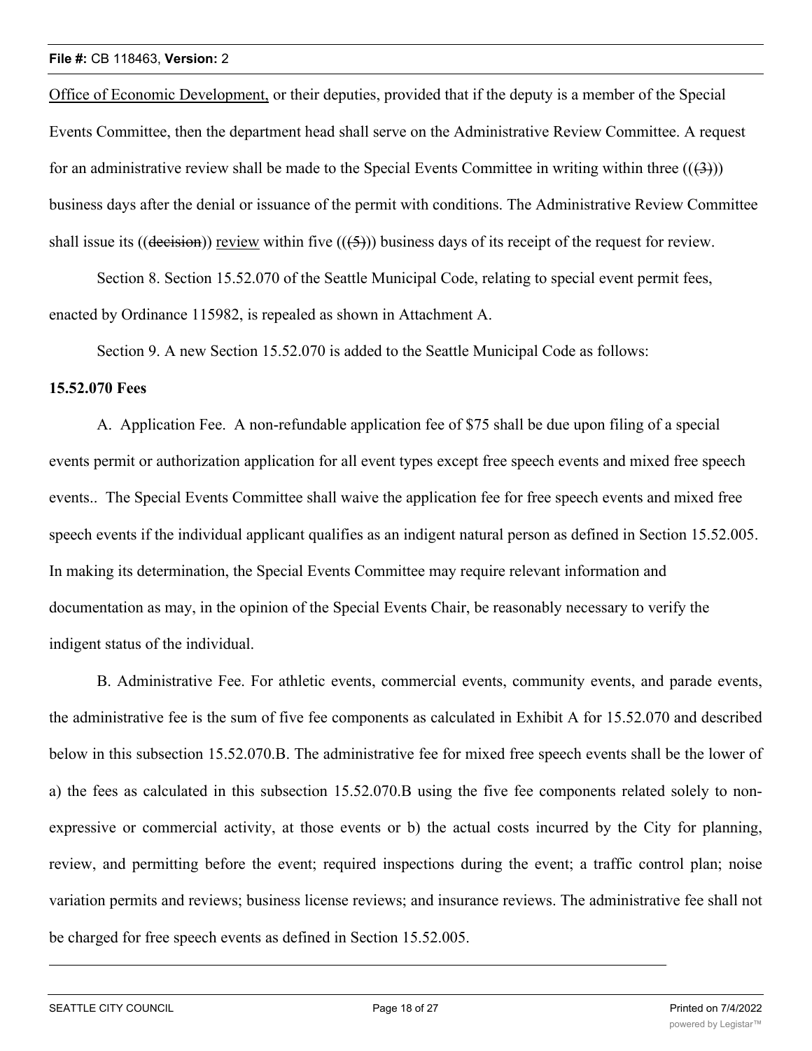Office of Economic Development, or their deputies, provided that if the deputy is a member of the Special Events Committee, then the department head shall serve on the Administrative Review Committee. A request for an administrative review shall be made to the Special Events Committee in writing within three ((~~(3)~~)) business days after the denial or issuance of the permit with conditions. The Administrative Review Committee shall issue its ((~~decision~~)) review within five ((~~(5)~~)) business days of its receipt of the request for review.

Section 8. Section 15.52.070 of the Seattle Municipal Code, relating to special event permit fees, enacted by Ordinance 115982, is repealed as shown in Attachment A.

Section 9. A new Section 15.52.070 is added to the Seattle Municipal Code as follows:

**15.52.070 Fees**

A. Application Fee. A non-refundable application fee of $75 shall be due upon filing of a special events permit or authorization application for all event types except free speech events and mixed free speech events.. The Special Events Committee shall waive the application fee for free speech events and mixed free speech events if the individual applicant qualifies as an indigent natural person as defined in Section 15.52.005. In making its determination, the Special Events Committee may require relevant information and documentation as may, in the opinion of the Special Events Chair, be reasonably necessary to verify the indigent status of the individual.

B. Administrative Fee. For athletic events, commercial events, community events, and parade events, the administrative fee is the sum of five fee components as calculated in Exhibit A for 15.52.070 and described below in this subsection 15.52.070.B. The administrative fee for mixed free speech events shall be the lower of a) the fees as calculated in this subsection 15.52.070.B using the five fee components related solely to non-expressive or commercial activity, at those events or b) the actual costs incurred by the City for planning, review, and permitting before the event; required inspections during the event; a traffic control plan; noise variation permits and reviews; business license reviews; and insurance reviews. The administrative fee shall not be charged for free speech events as defined in Section 15.52.005.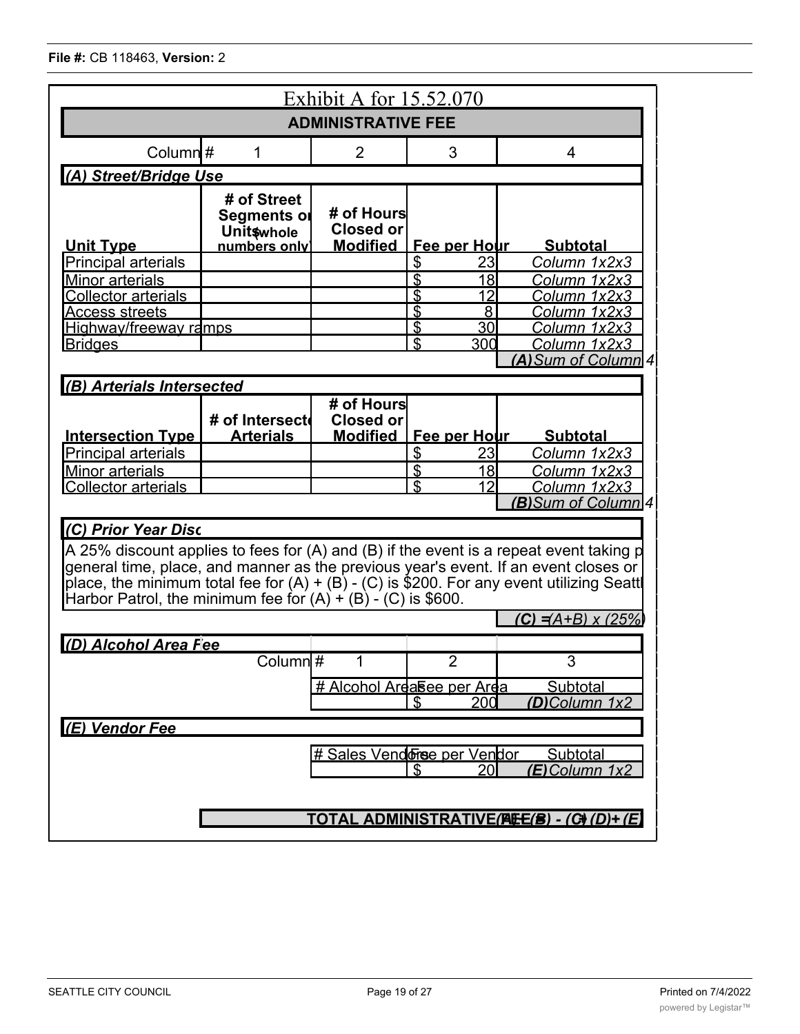File #: CB 118463, Version: 2

# Exhibit A for 15.52.070

## ADMINISTRATIVE FEE

| Column # | 1 | 2 | 3 | 4 |
|---|---|---|---|---|
| ***(A) Street/Bridge Use*** | | | | |
| **Unit Type** | **# of Street Segments or Units (whole numbers only)** | **# of Hours Closed or Modified** | **Fee per Hour** | **Subtotal** |
| Principal arterials | | | $ 23 | *Column 1x2x3* |
| Minor arterials | | | $ 18 | *Column 1x2x3* |
| Collector arterials | | | $ 12 | *Column 1x2x3* |
| Access streets | | | $ 8 | *Column 1x2x3* |
| Highway/freeway ramps | | | $ 30 | *Column 1x2x3* |
| Bridges | | | $ 300 | *Column 1x2x3* |
| | | | | ***(A)** Sum of Column 4* |
| ***(B) Arterials Intersected*** | | | | |
| **Intersection Type** | **# of Intersected Arterials** | **# of Hours Closed or Modified** | **Fee per Hour** | **Subtotal** |
| Principal arterials | | | $ 23 | *Column 1x2x3* |
| Minor arterials | | | $ 18 | *Column 1x2x3* |
| Collector arterials | | | $ 12 | *Column 1x2x3* |
| | | | | ***(B)** Sum of Column 4* |

***(C) Prior Year Disc***

A 25% discount applies to fees for (A) and (B) if the event is a repeat event taking p general time, place, and manner as the previous year's event. If an event closes or place, the minimum total fee for (A) + (B) - (C) is $200. For any event utilizing Seattl Harbor Patrol, the minimum fee for (A) + (B) - (C) is $600.

***(C)** =(A+B) x (25%)*

***(D) Alcohol Area Fee***

| Column # | 1 | 2 | 3 |
|---|---|---|---|
| | # Alcohol Areas | Fee per Area | Subtotal |
| | | $ 200 | ***(D)** Column 1x2* |

***(E) Vendor Fee***

| # Sales Vendors | Fee per Vendor | Subtotal |
|---|---|---|
| | $ 20 | ***(E)** Column 1x2* |

**TOTAL ADMINISTRATIVE FEE** ***(A)+(B) - (C)+(D)+(E)***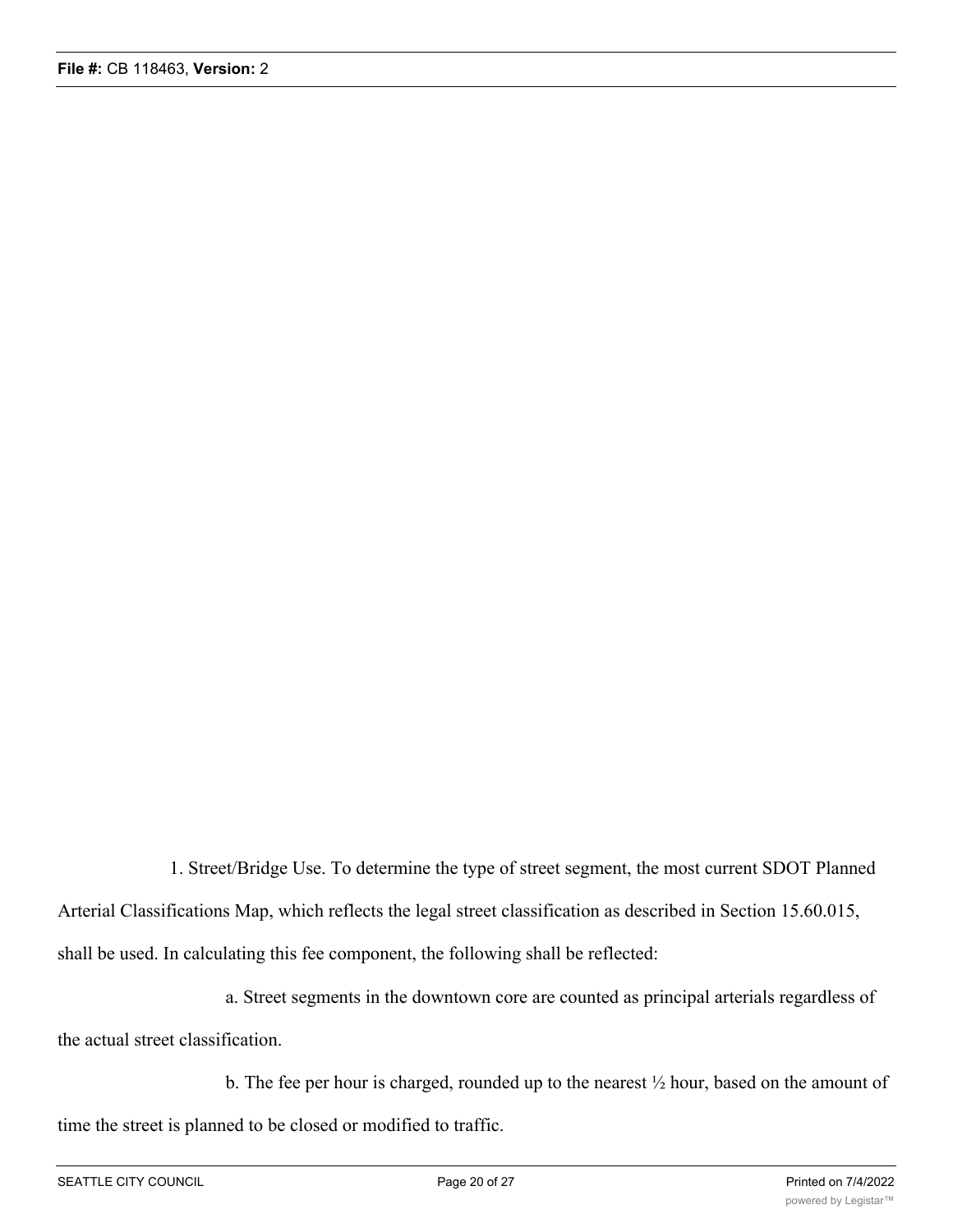1. Street/Bridge Use. To determine the type of street segment, the most current SDOT Planned Arterial Classifications Map, which reflects the legal street classification as described in Section 15.60.015, shall be used. In calculating this fee component, the following shall be reflected:

a. Street segments in the downtown core are counted as principal arterials regardless of the actual street classification.

b. The fee per hour is charged, rounded up to the nearest ½ hour, based on the amount of time the street is planned to be closed or modified to traffic.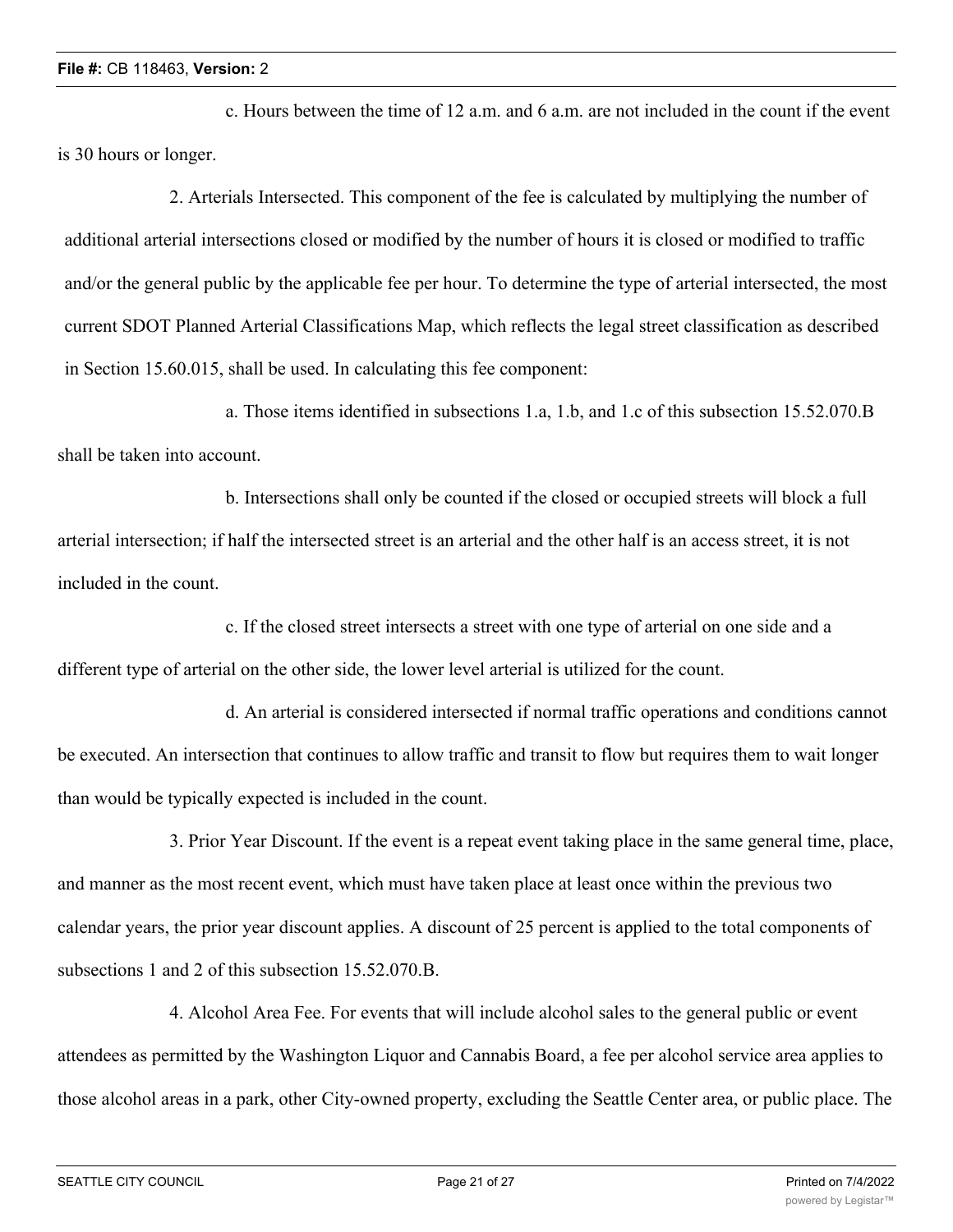c. Hours between the time of 12 a.m. and 6 a.m. are not included in the count if the event is 30 hours or longer.

2. Arterials Intersected. This component of the fee is calculated by multiplying the number of additional arterial intersections closed or modified by the number of hours it is closed or modified to traffic and/or the general public by the applicable fee per hour. To determine the type of arterial intersected, the most current SDOT Planned Arterial Classifications Map, which reflects the legal street classification as described in Section 15.60.015, shall be used. In calculating this fee component:

a. Those items identified in subsections 1.a, 1.b, and 1.c of this subsection 15.52.070.B shall be taken into account.

b. Intersections shall only be counted if the closed or occupied streets will block a full arterial intersection; if half the intersected street is an arterial and the other half is an access street, it is not included in the count.

c. If the closed street intersects a street with one type of arterial on one side and a different type of arterial on the other side, the lower level arterial is utilized for the count.

d. An arterial is considered intersected if normal traffic operations and conditions cannot be executed. An intersection that continues to allow traffic and transit to flow but requires them to wait longer than would be typically expected is included in the count.

3. Prior Year Discount. If the event is a repeat event taking place in the same general time, place, and manner as the most recent event, which must have taken place at least once within the previous two calendar years, the prior year discount applies. A discount of 25 percent is applied to the total components of subsections 1 and 2 of this subsection 15.52.070.B.

4. Alcohol Area Fee. For events that will include alcohol sales to the general public or event attendees as permitted by the Washington Liquor and Cannabis Board, a fee per alcohol service area applies to those alcohol areas in a park, other City-owned property, excluding the Seattle Center area, or public place. The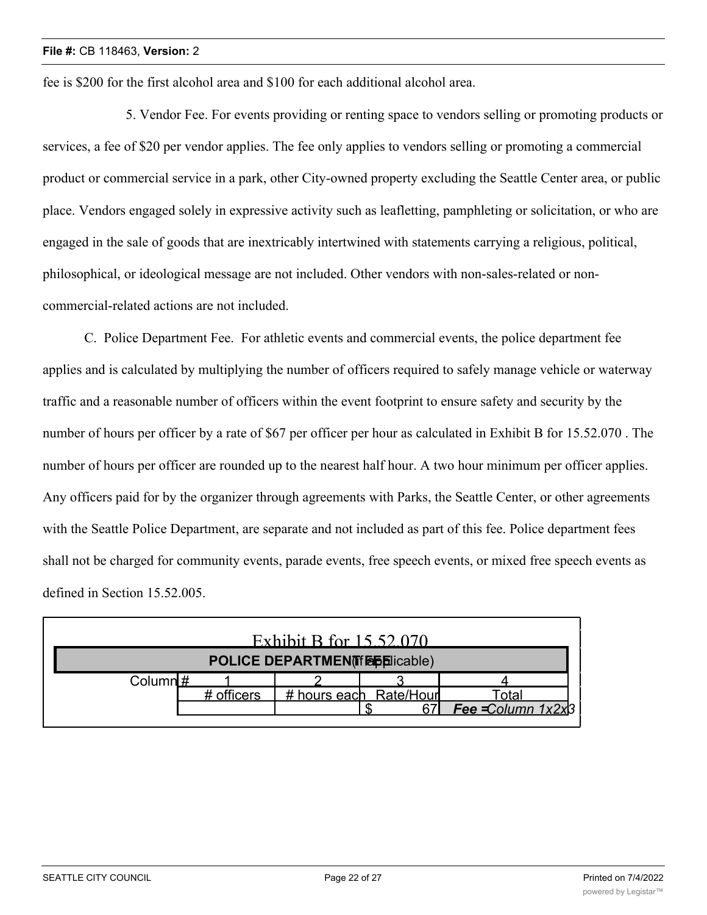fee is $200 for the first alcohol area and $100 for each additional alcohol area.

5. Vendor Fee. For events providing or renting space to vendors selling or promoting products or services, a fee of $20 per vendor applies. The fee only applies to vendors selling or promoting a commercial product or commercial service in a park, other City-owned property excluding the Seattle Center area, or public place. Vendors engaged solely in expressive activity such as leafletting, pamphleting or solicitation, or who are engaged in the sale of goods that are inextricably intertwined with statements carrying a religious, political, philosophical, or ideological message are not included. Other vendors with non-sales-related or non-commercial-related actions are not included.

C. Police Department Fee. For athletic events and commercial events, the police department fee applies and is calculated by multiplying the number of officers required to safely manage vehicle or waterway traffic and a reasonable number of officers within the event footprint to ensure safety and security by the number of hours per officer by a rate of $67 per officer per hour as calculated in Exhibit B for 15.52.070 . The number of hours per officer are rounded up to the nearest half hour. A two hour minimum per officer applies. Any officers paid for by the organizer through agreements with Parks, the Seattle Center, or other agreements with the Seattle Police Department, are separate and not included as part of this fee. Police department fees shall not be charged for community events, parade events, free speech events, or mixed free speech events as defined in Section 15.52.005.

Exhibit B for 15.52.070

**POLICE DEPARTMENT FEE** (if applicable)

| Column # | 1 | 2 | 3 | 4 |
|---|---|---|---|---|
| | # officers | # hours each | Rate/Hour | Total |
| | | | $ 67 | ***Fee =****Column 1x2x3* |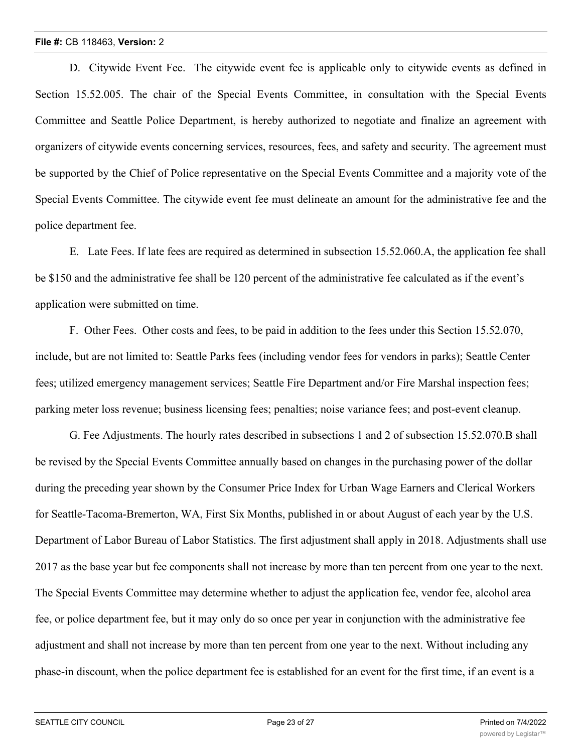D. Citywide Event Fee. The citywide event fee is applicable only to citywide events as defined in Section 15.52.005. The chair of the Special Events Committee, in consultation with the Special Events Committee and Seattle Police Department, is hereby authorized to negotiate and finalize an agreement with organizers of citywide events concerning services, resources, fees, and safety and security. The agreement must be supported by the Chief of Police representative on the Special Events Committee and a majority vote of the Special Events Committee. The citywide event fee must delineate an amount for the administrative fee and the police department fee.

E. Late Fees. If late fees are required as determined in subsection 15.52.060.A, the application fee shall be $150 and the administrative fee shall be 120 percent of the administrative fee calculated as if the event's application were submitted on time.

F. Other Fees. Other costs and fees, to be paid in addition to the fees under this Section 15.52.070, include, but are not limited to: Seattle Parks fees (including vendor fees for vendors in parks); Seattle Center fees; utilized emergency management services; Seattle Fire Department and/or Fire Marshal inspection fees; parking meter loss revenue; business licensing fees; penalties; noise variance fees; and post-event cleanup.

G. Fee Adjustments. The hourly rates described in subsections 1 and 2 of subsection 15.52.070.B shall be revised by the Special Events Committee annually based on changes in the purchasing power of the dollar during the preceding year shown by the Consumer Price Index for Urban Wage Earners and Clerical Workers for Seattle-Tacoma-Bremerton, WA, First Six Months, published in or about August of each year by the U.S. Department of Labor Bureau of Labor Statistics. The first adjustment shall apply in 2018. Adjustments shall use 2017 as the base year but fee components shall not increase by more than ten percent from one year to the next. The Special Events Committee may determine whether to adjust the application fee, vendor fee, alcohol area fee, or police department fee, but it may only do so once per year in conjunction with the administrative fee adjustment and shall not increase by more than ten percent from one year to the next. Without including any phase-in discount, when the police department fee is established for an event for the first time, if an event is a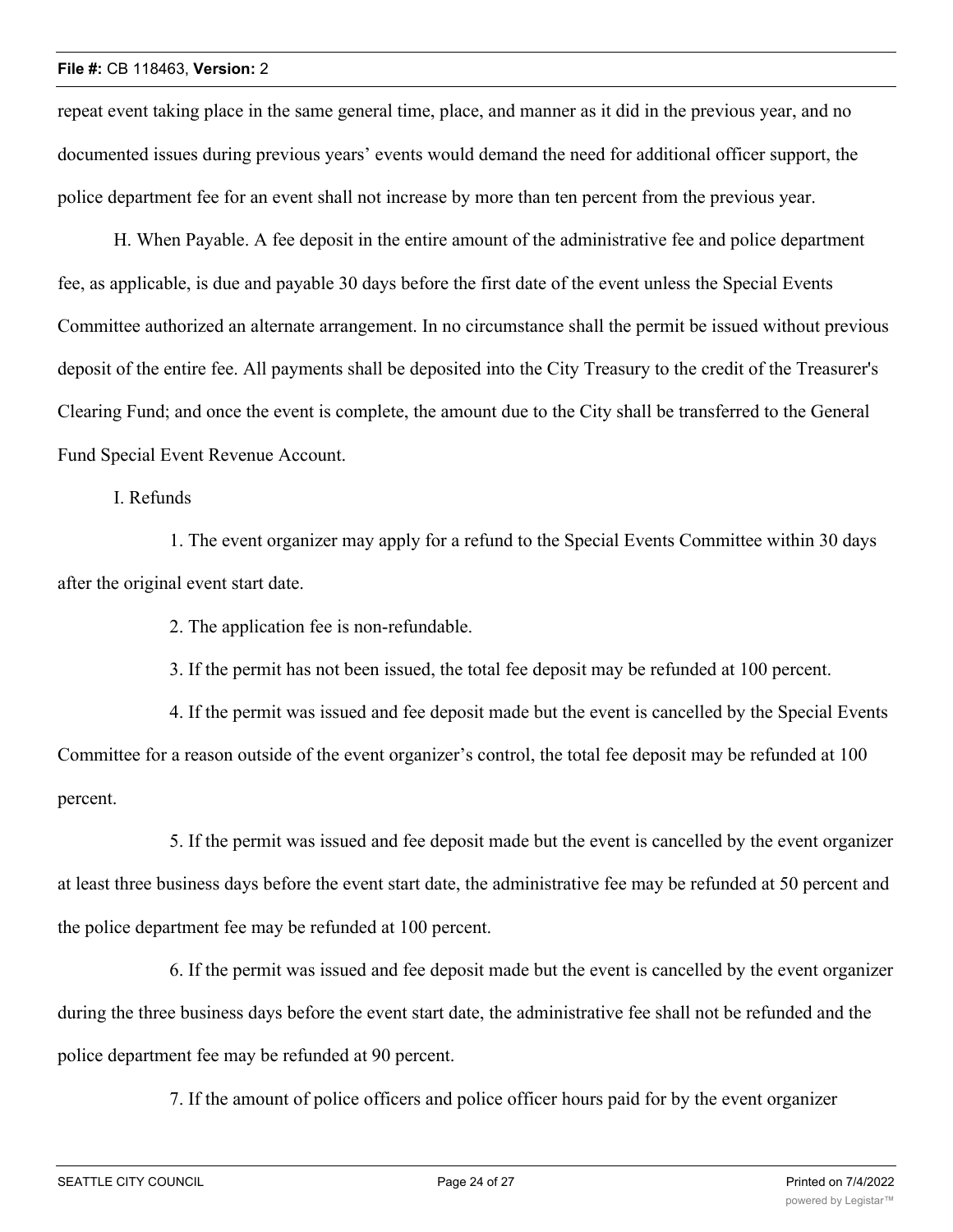repeat event taking place in the same general time, place, and manner as it did in the previous year, and no documented issues during previous years' events would demand the need for additional officer support, the police department fee for an event shall not increase by more than ten percent from the previous year.

H. When Payable. A fee deposit in the entire amount of the administrative fee and police department fee, as applicable, is due and payable 30 days before the first date of the event unless the Special Events Committee authorized an alternate arrangement. In no circumstance shall the permit be issued without previous deposit of the entire fee. All payments shall be deposited into the City Treasury to the credit of the Treasurer's Clearing Fund; and once the event is complete, the amount due to the City shall be transferred to the General Fund Special Event Revenue Account.

I. Refunds

1. The event organizer may apply for a refund to the Special Events Committee within 30 days after the original event start date.

2. The application fee is non-refundable.

3. If the permit has not been issued, the total fee deposit may be refunded at 100 percent.

4. If the permit was issued and fee deposit made but the event is cancelled by the Special Events Committee for a reason outside of the event organizer's control, the total fee deposit may be refunded at 100 percent.

5. If the permit was issued and fee deposit made but the event is cancelled by the event organizer at least three business days before the event start date, the administrative fee may be refunded at 50 percent and the police department fee may be refunded at 100 percent.

6. If the permit was issued and fee deposit made but the event is cancelled by the event organizer during the three business days before the event start date, the administrative fee shall not be refunded and the police department fee may be refunded at 90 percent.

7. If the amount of police officers and police officer hours paid for by the event organizer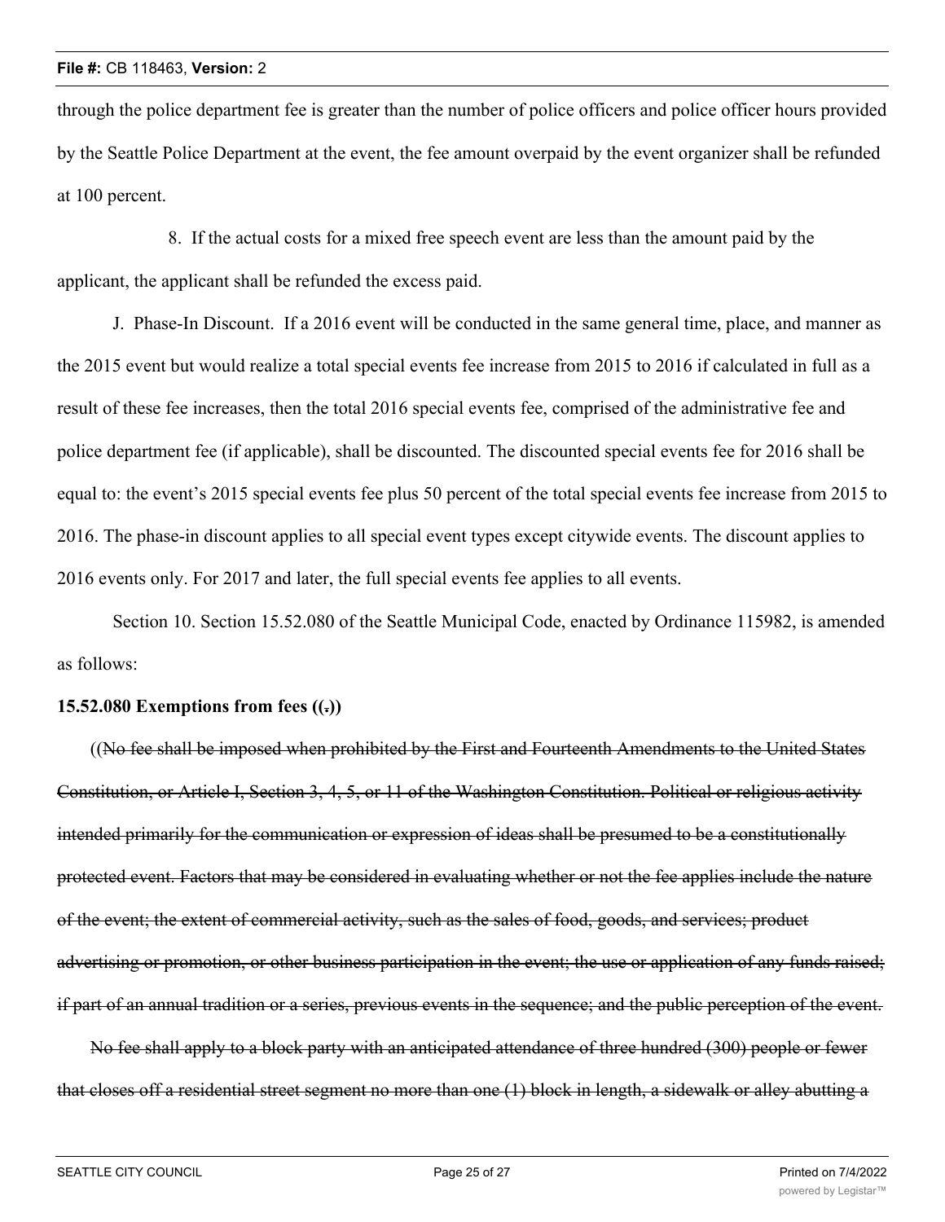through the police department fee is greater than the number of police officers and police officer hours provided by the Seattle Police Department at the event, the fee amount overpaid by the event organizer shall be refunded at 100 percent.

8. If the actual costs for a mixed free speech event are less than the amount paid by the applicant, the applicant shall be refunded the excess paid.

J. Phase-In Discount. If a 2016 event will be conducted in the same general time, place, and manner as the 2015 event but would realize a total special events fee increase from 2015 to 2016 if calculated in full as a result of these fee increases, then the total 2016 special events fee, comprised of the administrative fee and police department fee (if applicable), shall be discounted. The discounted special events fee for 2016 shall be equal to: the event's 2015 special events fee plus 50 percent of the total special events fee increase from 2015 to 2016. The phase-in discount applies to all special event types except citywide events. The discount applies to 2016 events only. For 2017 and later, the full special events fee applies to all events.

Section 10. Section 15.52.080 of the Seattle Municipal Code, enacted by Ordinance 115982, is amended as follows:

**15.52.080 Exemptions from fees ((~~.~~))**

((~~No fee shall be imposed when prohibited by the First and Fourteenth Amendments to the United States Constitution, or Article I, Section 3, 4, 5, or 11 of the Washington Constitution. Political or religious activity intended primarily for the communication or expression of ideas shall be presumed to be a constitutionally protected event. Factors that may be considered in evaluating whether or not the fee applies include the nature of the event; the extent of commercial activity, such as the sales of food, goods, and services; product advertising or promotion, or other business participation in the event; the use or application of any funds raised; if part of an annual tradition or a series, previous events in the sequence; and the public perception of the event.~~

~~No fee shall apply to a block party with an anticipated attendance of three hundred (300) people or fewer that closes off a residential street segment no more than one (1) block in length, a sidewalk or alley abutting a~~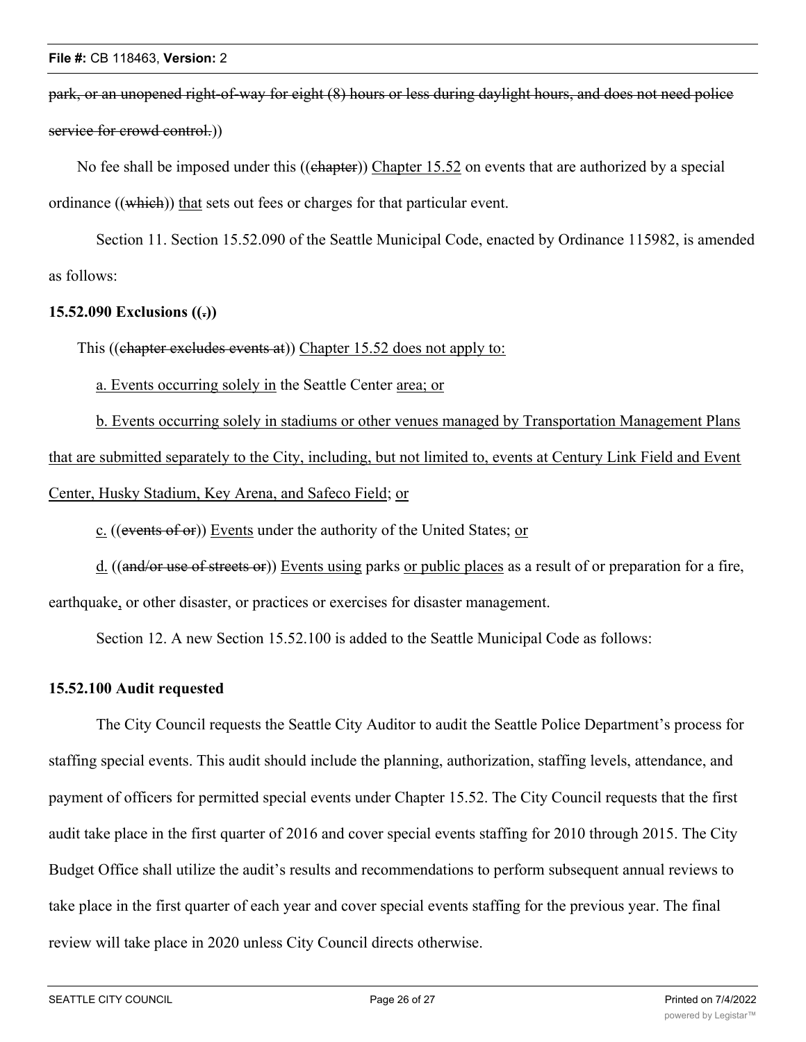park, or an unopened right-of-way for eight (8) hours or less during daylight hours, and does not need police service for crowd control.))

No fee shall be imposed under this ((chapter)) Chapter 15.52 on events that are authorized by a special ordinance ((which)) that sets out fees or charges for that particular event.

Section 11. Section 15.52.090 of the Seattle Municipal Code, enacted by Ordinance 115982, is amended as follows:

**15.52.090 Exclusions ((.))**

This ((chapter excludes events at)) Chapter 15.52 does not apply to:

a. Events occurring solely in the Seattle Center area; or

b. Events occurring solely in stadiums or other venues managed by Transportation Management Plans that are submitted separately to the City, including, but not limited to, events at Century Link Field and Event Center, Husky Stadium, Key Arena, and Safeco Field; or

c. ((events of or)) Events under the authority of the United States; or

d. ((and/or use of streets or)) Events using parks or public places as a result of or preparation for a fire, earthquake, or other disaster, or practices or exercises for disaster management.

Section 12. A new Section 15.52.100 is added to the Seattle Municipal Code as follows:

**15.52.100 Audit requested**

The City Council requests the Seattle City Auditor to audit the Seattle Police Department's process for staffing special events. This audit should include the planning, authorization, staffing levels, attendance, and payment of officers for permitted special events under Chapter 15.52. The City Council requests that the first audit take place in the first quarter of 2016 and cover special events staffing for 2010 through 2015. The City Budget Office shall utilize the audit's results and recommendations to perform subsequent annual reviews to take place in the first quarter of each year and cover special events staffing for the previous year. The final review will take place in 2020 unless City Council directs otherwise.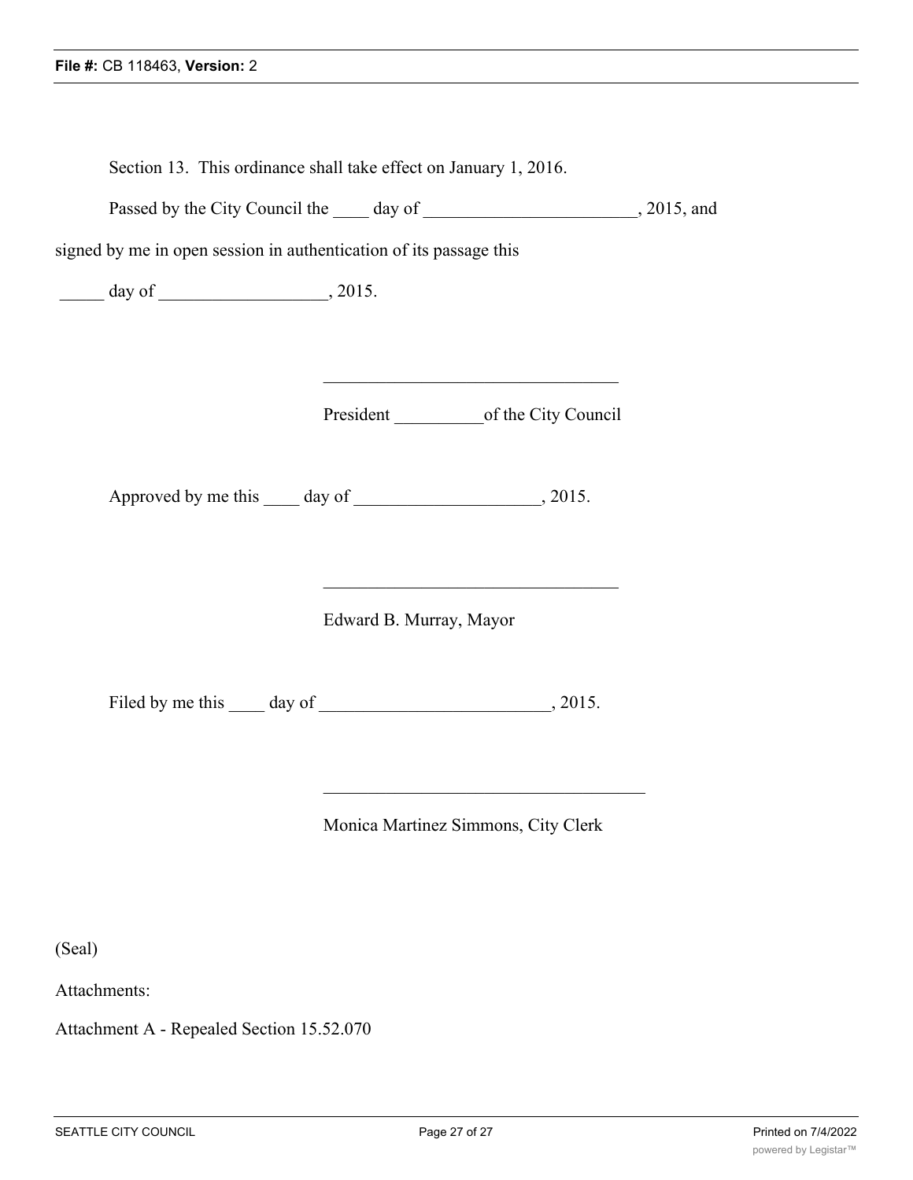Section 13. This ordinance shall take effect on January 1, 2016.

Passed by the City Council the ____ day of ________________________, 2015, and signed by me in open session in authentication of its passage this _____ day of ___________________, 2015.

_________________________________

President __________of the City Council

Approved by me this ____ day of ____________________, 2015.

_________________________________

Edward B. Murray, Mayor

Filed by me this ____ day of __________________________, 2015.

____________________________________

Monica Martinez Simmons, City Clerk

(Seal)

Attachments:

Attachment A - Repealed Section 15.52.070